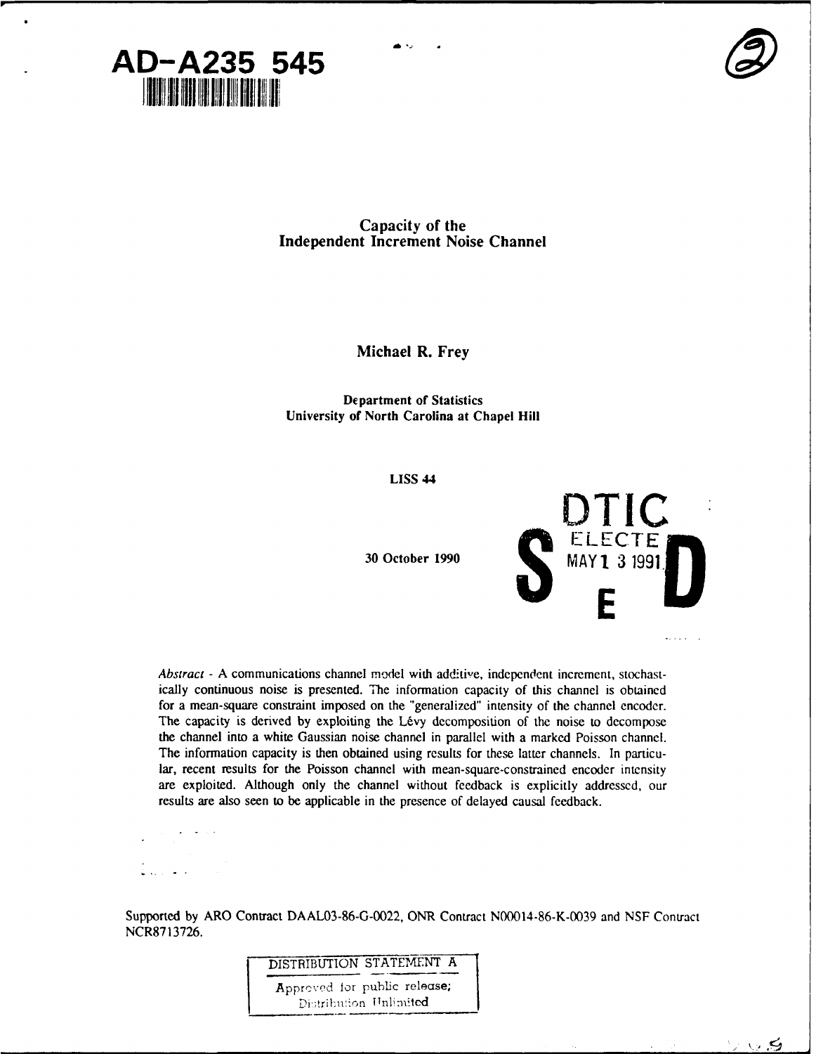AD-A235 545

# Capacity of the Independent Increment Noise Channel

**Michael R. Frey**

**Department of Statistics**
**University of North Carolina at Chapel Hill**

**LISS 44**

**30 October 1990**

DTIC ELECTE MAY 13 1991

*Abstract* - A communications channel model with additive, independent increment, stochastically continuous noise is presented. The information capacity of this channel is obtained for a mean-square constraint imposed on the "generalized" intensity of the channel encoder. The capacity is derived by exploiting the Lévy decomposition of the noise to decompose the channel into a white Gaussian noise channel in parallel with a marked Poisson channel. The information capacity is then obtained using results for these latter channels. In particular, recent results for the Poisson channel with mean-square-constrained encoder intensity are exploited. Although only the channel without feedback is explicitly addressed, our results are also seen to be applicable in the presence of delayed causal feedback.

Supported by ARO Contract DAAL03-86-G-0022, ONR Contract N00014-86-K-0039 and NSF Contract NCR8713726.

DISTRIBUTION STATEMENT A

Approved for public release; Distribution Unlimited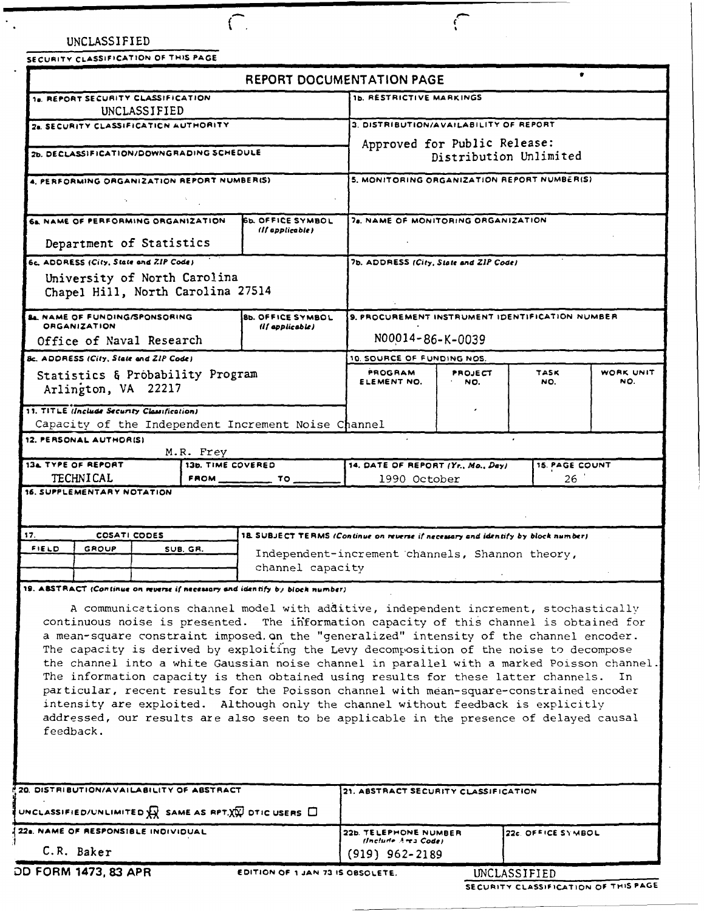UNCLASSIFIED

SECURITY CLASSIFICATION OF THIS PAGE

## REPORT DOCUMENTATION PAGE

| | |
|---|---|
| 1a. REPORT SECURITY CLASSIFICATION: UNCLASSIFIED | 1b. RESTRICTIVE MARKINGS |
| 2a. SECURITY CLASSIFICATION AUTHORITY | 3. DISTRIBUTION/AVAILABILITY OF REPORT: Approved for Public Release: Distribution Unlimited |
| 2b. DECLASSIFICATION/DOWNGRADING SCHEDULE | |
| 4. PERFORMING ORGANIZATION REPORT NUMBER(S) | 5. MONITORING ORGANIZATION REPORT NUMBER(S) |
| 6a. NAME OF PERFORMING ORGANIZATION: Department of Statistics | 6b. OFFICE SYMBOL (If applicable) |
| 7a. NAME OF MONITORING ORGANIZATION | |
| 6c. ADDRESS (City, State and ZIP Code): University of North Carolina, Chapel Hill, North Carolina 27514 | 7b. ADDRESS (City, State and ZIP Code) |
| 8a. NAME OF FUNDING/SPONSORING ORGANIZATION: Office of Naval Research | 8b. OFFICE SYMBOL (If applicable) |
| 9. PROCUREMENT INSTRUMENT IDENTIFICATION NUMBER: N00014-86-K-0039 | |
| 8c. ADDRESS (City, State and ZIP Code): Statistics & Probability Program, Arlington, VA 22217 | 10. SOURCE OF FUNDING NOS.: PROGRAM ELEMENT NO. / PROJECT NO. / TASK NO. / WORK UNIT NO. |
| 11. TITLE (Include Security Classification): Capacity of the Independent Increment Noise Channel | |
| 12. PERSONAL AUTHOR(S): M.R. Frey | |
| 13a. TYPE OF REPORT: TECHNICAL | 13b. TIME COVERED: FROM ____ TO ____ |
| 14. DATE OF REPORT (Yr., Mo., Day): 1990 October | 15. PAGE COUNT: 26 |
| 16. SUPPLEMENTARY NOTATION | |
| 17. COSATI CODES: FIELD / GROUP / SUB. GR. | 18. SUBJECT TERMS (Continue on reverse if necessary and identify by block number): Independent-increment channels, Shannon theory, channel capacity |

**19. ABSTRACT** (Continue on reverse if necessary and identify by block number)

A communications channel model with additive, independent increment, stochastically continuous noise is presented. The information capacity of this channel is obtained for a mean-square constraint imposed on the "generalized" intensity of the channel encoder. The capacity is derived by exploiting the Levy decomposition of the noise to decompose the channel into a white Gaussian noise channel in parallel with a marked Poisson channel. The information capacity is then obtained using results for these latter channels. In particular, recent results for the Poisson channel with mean-square-constrained encoder intensity are exploited. Although only the channel without feedback is explicitly addressed, our results are also seen to be applicable in the presence of delayed causal feedback.

| | | |
|---|---|---|
| 20. DISTRIBUTION/AVAILABILITY OF ABSTRACT: UNCLASSIFIED/UNLIMITED ☒ SAME AS RPT. ☒ DTIC USERS ☐ | 21. ABSTRACT SECURITY CLASSIFICATION | |
| 22a. NAME OF RESPONSIBLE INDIVIDUAL: C.R. Baker | 22b. TELEPHONE NUMBER (Include Area Code): (919) 962-2189 | 22c. OFFICE SYMBOL |

DD FORM 1473, 83 APR — EDITION OF 1 JAN 73 IS OBSOLETE.

UNCLASSIFIED

SECURITY CLASSIFICATION OF THIS PAGE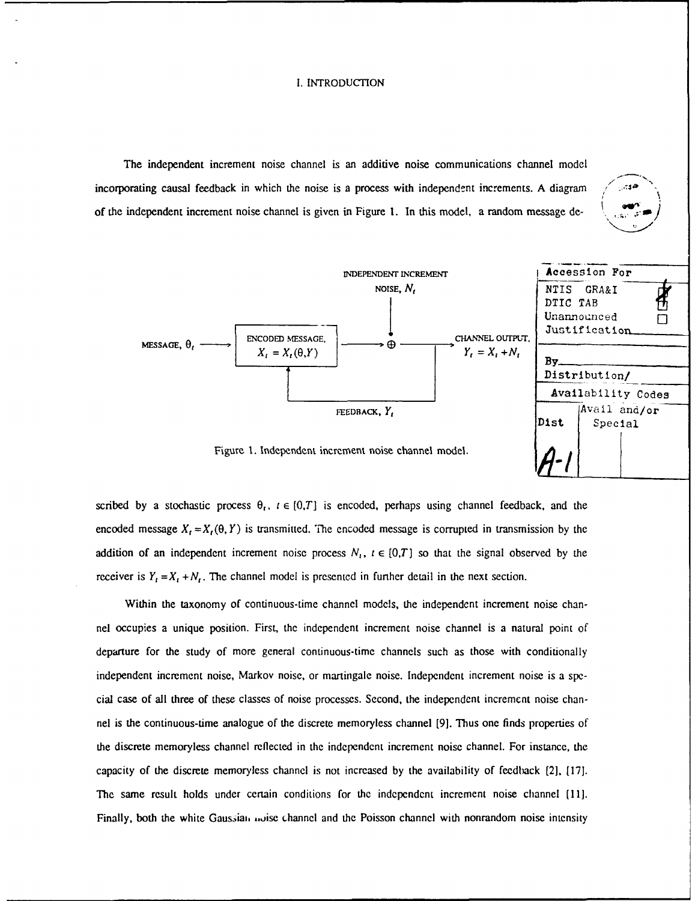# I. INTRODUCTION

The independent increment noise channel is an additive noise communications channel model incorporating causal feedback in which the noise is a process with independent increments. A diagram of the independent increment noise channel is given in Figure 1. In this model, a random message described by a stochastic process $\theta_t$, $t \in [0,T]$ is encoded, perhaps using channel feedback, and the encoded message $X_t = X_t(\theta, Y)$ is transmitted. The encoded message is corrupted in transmission by the addition of an independent increment noise process $N_t$, $t \in [0,T]$ so that the signal observed by the receiver is $Y_t = X_t + N_t$. The channel model is presented in further detail in the next section.

Figure 1. Independent increment noise channel model.

| Accession For | |
|---|---|
| NTIS GRA&I | ☒ |
| DTIC TAB | ☐ |
| Unannounced | ☐ |
| Justification | |
| By | |
| Distribution/ | |
| Availability Codes | |
| Dist | Avail and/or Special |
| A-1 | |

Within the taxonomy of continuous-time channel models, the independent increment noise channel occupies a unique position. First, the independent increment noise channel is a natural point of departure for the study of more general continuous-time channels such as those with conditionally independent increment noise, Markov noise, or martingale noise. Independent increment noise is a special case of all three of these classes of noise processes. Second, the independent increment noise channel is the continuous-time analogue of the discrete memoryless channel [9]. Thus one finds properties of the discrete memoryless channel reflected in the independent increment noise channel. For instance, the capacity of the discrete memoryless channel is not increased by the availability of feedback [2], [17]. The same result holds under certain conditions for the independent increment noise channel [11]. Finally, both the white Gaussian noise channel and the Poisson channel with nonrandom noise intensity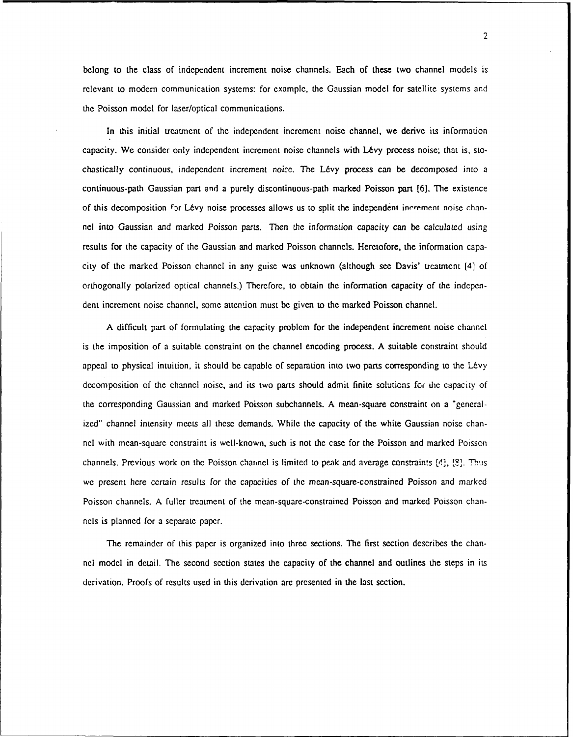belong to the class of independent increment noise channels. Each of these two channel models is relevant to modern communication systems: for example, the Gaussian model for satellite systems and the Poisson model for laser/optical communications.

In this initial treatment of the independent increment noise channel, we derive its information capacity. We consider only independent increment noise channels with Lévy process noise; that is, stochastically continuous, independent increment noise. The Lévy process can be decomposed into a continuous-path Gaussian part and a purely discontinuous-path marked Poisson part [6]. The existence of this decomposition for Lévy noise processes allows us to split the independent increment noise channel into Gaussian and marked Poisson parts. Then the information capacity can be calculated using results for the capacity of the Gaussian and marked Poisson channels. Heretofore, the information capacity of the marked Poisson channel in any guise was unknown (although see Davis' treatment [4] of orthogonally polarized optical channels.) Therefore, to obtain the information capacity of the independent increment noise channel, some attention must be given to the marked Poisson channel.

A difficult part of formulating the capacity problem for the independent increment noise channel is the imposition of a suitable constraint on the channel encoding process. A suitable constraint should appeal to physical intuition, it should be capable of separation into two parts corresponding to the Lévy decomposition of the channel noise, and its two parts should admit finite solutions for the capacity of the corresponding Gaussian and marked Poisson subchannels. A mean-square constraint on a "generalized" channel intensity meets all these demands. While the capacity of the white Gaussian noise channel with mean-square constraint is well-known, such is not the case for the Poisson and marked Poisson channels. Previous work on the Poisson channel is limited to peak and average constraints [4], [8]. Thus we present here certain results for the capacities of the mean-square-constrained Poisson and marked Poisson channels. A fuller treatment of the mean-square-constrained Poisson and marked Poisson channels is planned for a separate paper.

The remainder of this paper is organized into three sections. The first section describes the channel model in detail. The second section states the capacity of the channel and outlines the steps in its derivation. Proofs of results used in this derivation are presented in the last section.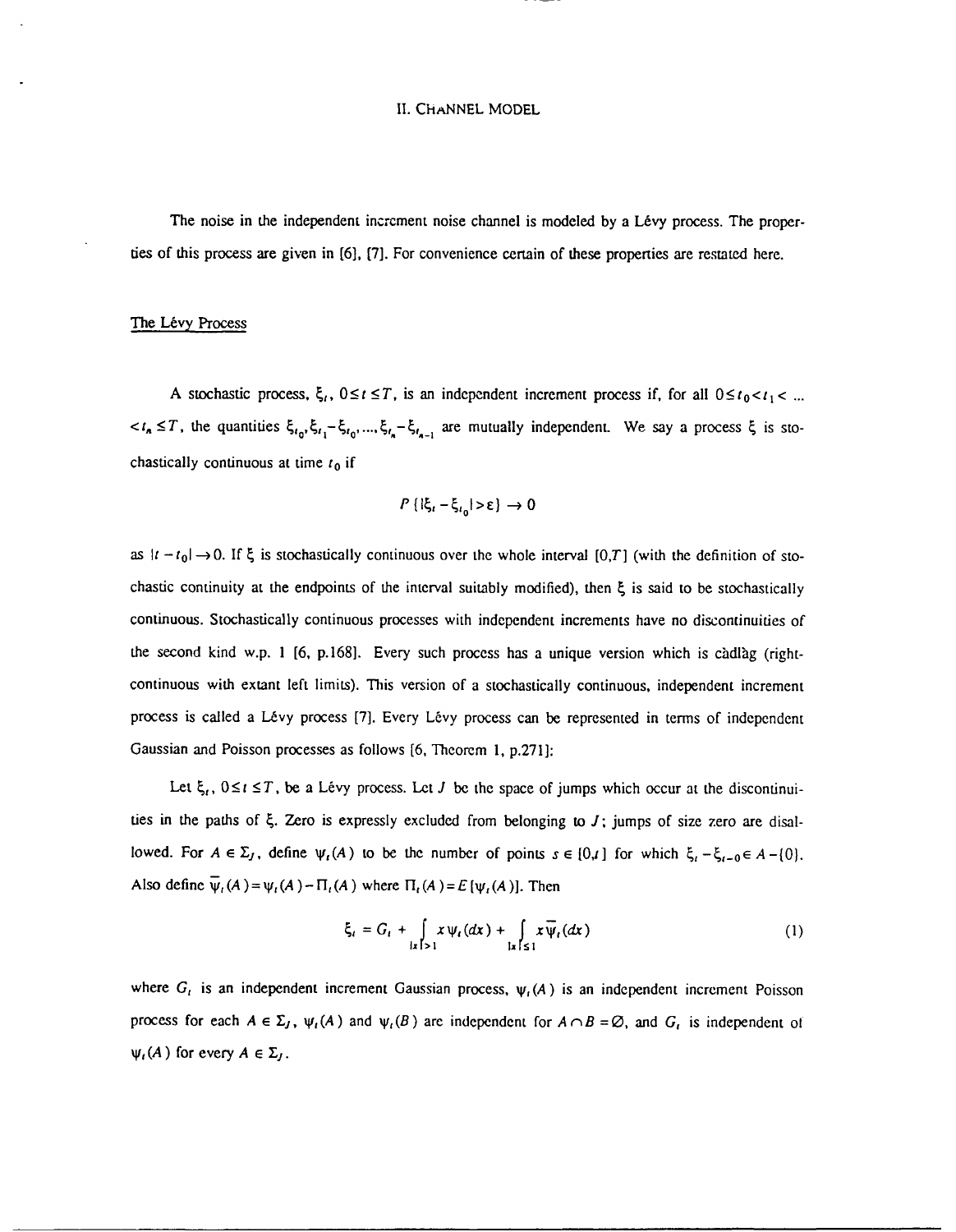## II. Channel Model

The noise in the independent increment noise channel is modeled by a Lévy process. The properties of this process are given in [6], [7]. For convenience certain of these properties are restated here.

### The Lévy Process

A stochastic process, $\xi_t$, $0 \le t \le T$, is an independent increment process if, for all $0 \le t_0 < t_1 < \ldots < t_n \le T$, the quantities $\xi_{t_0}, \xi_{t_1} - \xi_{t_0}, \ldots, \xi_{t_n} - \xi_{t_{n-1}}$ are mutually independent. We say a process $\xi$ is stochastically continuous at time $t_0$ if

$$P\{|\xi_t - \xi_{t_0}| > \varepsilon\} \to 0$$

as $|t - t_0| \to 0$. If $\xi$ is stochastically continuous over the whole interval $[0,T]$ (with the definition of stochastic continuity at the endpoints of the interval suitably modified), then $\xi$ is said to be stochastically continuous. Stochastically continuous processes with independent increments have no discontinuities of the second kind w.p. 1 [6, p.168]. Every such process has a unique version which is càdlàg (right-continuous with extant left limits). This version of a stochastically continuous, independent increment process is called a Lévy process [7]. Every Lévy process can be represented in terms of independent Gaussian and Poisson processes as follows [6, Theorem 1, p.271]:

Let $\xi_t$, $0 \le t \le T$, be a Lévy process. Let $J$ be the space of jumps which occur at the discontinuities in the paths of $\xi$. Zero is expressly excluded from belonging to $J$; jumps of size zero are disallowed. For $A \in \Sigma_J$, define $\psi_t(A)$ to be the number of points $s \in [0,t]$ for which $\xi_s - \xi_{s-0} \in A - \{0\}$. Also define $\bar{\psi}_t(A) = \psi_t(A) - \Pi_t(A)$ where $\Pi_t(A) = E[\psi_t(A)]$. Then

$$\xi_t = G_t + \int_{|x|>1} x\,\psi_t(dx) + \int_{|x|\le 1} x\,\bar{\psi}_t(dx) \tag{1}$$

where $G_t$ is an independent increment Gaussian process, $\psi_t(A)$ is an independent increment Poisson process for each $A \in \Sigma_J$, $\psi_t(A)$ and $\psi_t(B)$ are independent for $A \cap B = \varnothing$, and $G_t$ is independent of $\psi_t(A)$ for every $A \in \Sigma_J$.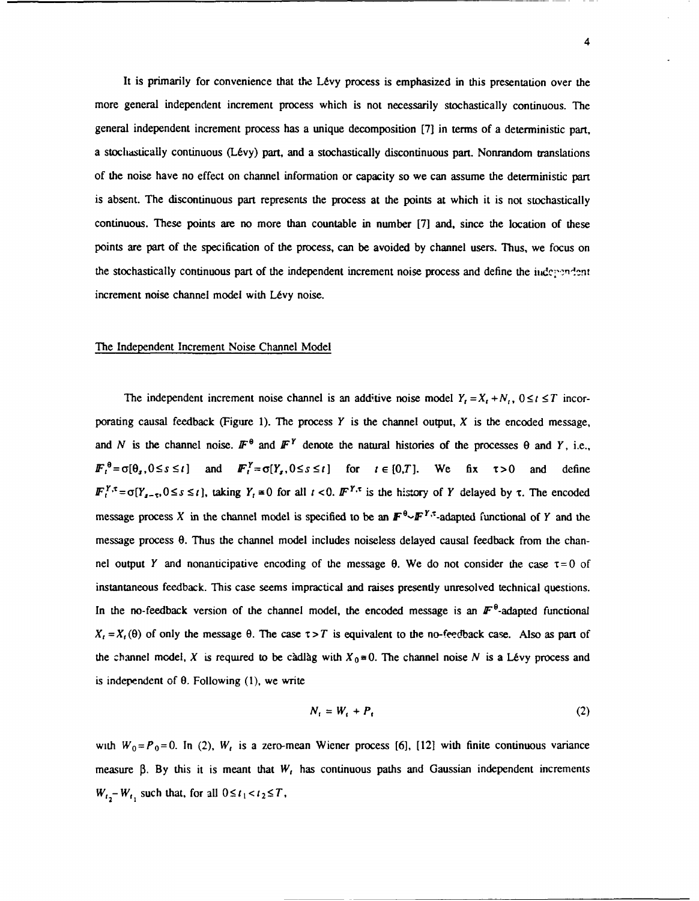It is primarily for convenience that the Lévy process is emphasized in this presentation over the more general independent increment process which is not necessarily stochastically continuous. The general independent increment process has a unique decomposition [7] in terms of a deterministic part, a stochastically continuous (Lévy) part, and a stochastically discontinuous part. Nonrandom translations of the noise have no effect on channel information or capacity so we can assume the deterministic part is absent. The discontinuous part represents the process at the points at which it is not stochastically continuous. These points are no more than countable in number [7] and, since the location of these points are part of the specification of the process, can be avoided by channel users. Thus, we focus on the stochastically continuous part of the independent increment noise process and define the independent increment noise channel model with Lévy noise.

## The Independent Increment Noise Channel Model

The independent increment noise channel is an additive noise model $Y_t = X_t + N_t$, $0 \le t \le T$ incorporating causal feedback (Figure 1). The process $Y$ is the channel output, $X$ is the encoded message, and $N$ is the channel noise. $\mathbb{F}^{\theta}$ and $\mathbb{F}^{Y}$ denote the natural histories of the processes $\theta$ and $Y$, i.e., $\mathbb{F}_t^{\theta} = \sigma[\theta_s, 0 \le s \le t]$ and $\mathbb{F}_t^{Y} = \sigma[Y_s, 0 \le s \le t]$ for $t \in [0,T]$. We fix $\tau > 0$ and define $\mathbb{F}_t^{Y,\tau} = \sigma[Y_{s-\tau}, 0 \le s \le t]$, taking $Y_t \equiv 0$ for all $t < 0$. $\mathbb{F}^{Y,\tau}$ is the history of $Y$ delayed by $\tau$. The encoded message process $X$ in the channel model is specified to be an $\mathbb{F}^{\theta} \vee \mathbb{F}^{Y,\tau}$-adapted functional of $Y$ and the message process $\theta$. Thus the channel model includes noiseless delayed causal feedback from the channel output $Y$ and nonanticipative encoding of the message $\theta$. We do not consider the case $\tau = 0$ of instantaneous feedback. This case seems impractical and raises presently unresolved technical questions. In the no-feedback version of the channel model, the encoded message is an $\mathbb{F}^{\theta}$-adapted functional $X_t = X_t(\theta)$ of only the message $\theta$. The case $\tau > T$ is equivalent to the no-feedback case. Also as part of the channel model, $X$ is required to be càdlàg with $X_0 \equiv 0$. The channel noise $N$ is a Lévy process and is independent of $\theta$. Following (1), we write

$$N_t = W_t + P_t \tag{2}$$

with $W_0 = P_0 = 0$. In (2), $W_t$ is a zero-mean Wiener process [6], [12] with finite continuous variance measure $\beta$. By this it is meant that $W_t$ has continuous paths and Gaussian independent increments $W_{t_2} - W_{t_1}$ such that, for all $0 \le t_1 < t_2 \le T$,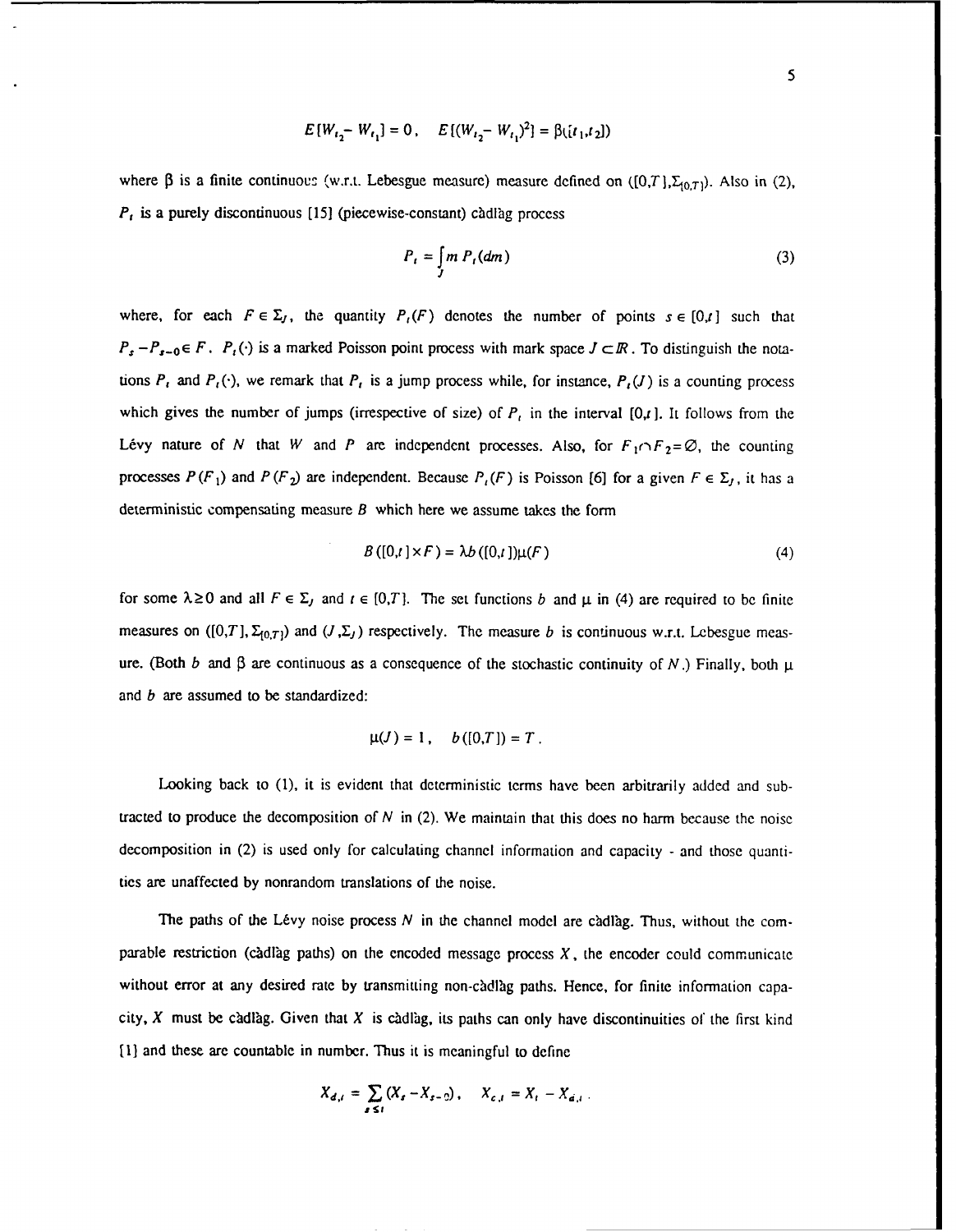$$E[W_{t_2} - W_{t_1}] = 0, \quad E[(W_{t_2} - W_{t_1})^2] = \beta([t_1, t_2])$$

where $\beta$ is a finite continuous (w.r.t. Lebesgue measure) measure defined on $([0,T], \Sigma_{[0,T]})$. Also in (2), $P_t$ is a purely discontinuous [15] (piecewise-constant) càdlàg process

$$P_t = \int_J m \, P_t(dm) \tag{3}$$

where, for each $F \in \Sigma_J$, the quantity $P_t(F)$ denotes the number of points $s \in [0,t]$ such that $P_s - P_{s-0} \in F$. $P_t(\cdot)$ is a marked Poisson point process with mark space $J \subset \mathbb{R}$. To distinguish the notations $P_t$ and $P_t(\cdot)$, we remark that $P_t$ is a jump process while, for instance, $P_t(J)$ is a counting process which gives the number of jumps (irrespective of size) of $P_t$ in the interval $[0,t]$. It follows from the Lévy nature of $N$ that $W$ and $P$ are independent processes. Also, for $F_1 \cap F_2 = \emptyset$, the counting processes $P(F_1)$ and $P(F_2)$ are independent. Because $P_t(F)$ is Poisson [6] for a given $F \in \Sigma_J$, it has a deterministic compensating measure $B$ which here we assume takes the form

$$B([0,t] \times F) = \lambda b([0,t]) \mu(F) \tag{4}$$

for some $\lambda \geq 0$ and all $F \in \Sigma_J$ and $t \in [0,T]$. The set functions $b$ and $\mu$ in (4) are required to be finite measures on $([0,T], \Sigma_{[0,T]})$ and $(J, \Sigma_J)$ respectively. The measure $b$ is continuous w.r.t. Lebesgue measure. (Both $b$ and $\beta$ are continuous as a consequence of the stochastic continuity of $N$.) Finally, both $\mu$ and $b$ are assumed to be standardized:

$$\mu(J) = 1, \quad b([0,T]) = T.$$

Looking back to (1), it is evident that deterministic terms have been arbitrarily added and subtracted to produce the decomposition of $N$ in (2). We maintain that this does no harm because the noise decomposition in (2) is used only for calculating channel information and capacity - and those quantities are unaffected by nonrandom translations of the noise.

The paths of the Lévy noise process $N$ in the channel model are càdlàg. Thus, without the comparable restriction (càdlàg paths) on the encoded message process $X$, the encoder could communicate without error at any desired rate by transmitting non-càdlàg paths. Hence, for finite information capacity, $X$ must be càdlàg. Given that $X$ is càdlàg, its paths can only have discontinuities of the first kind [1] and these are countable in number. Thus it is meaningful to define

$$X_{d,t} = \sum_{s \leq t} (X_s - X_{s-0}), \quad X_{c,t} = X_t - X_{d,t}.$$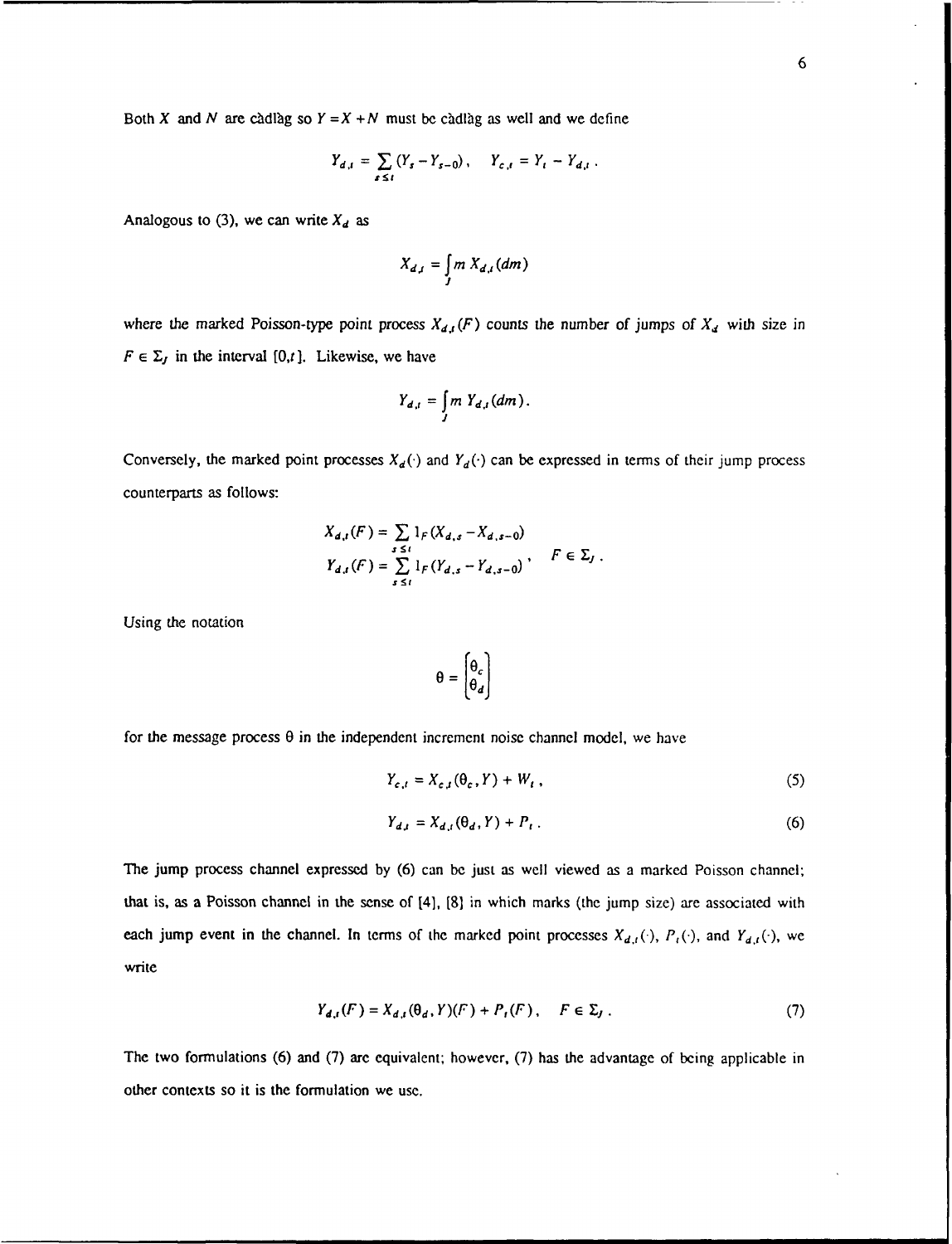Both $X$ and $N$ are càdlàg so $Y = X + N$ must be càdlàg as well and we define

$$Y_{d,t} = \sum_{s \le t} (Y_s - Y_{s-0}), \quad Y_{c,t} = Y_t - Y_{d,t}.$$

Analogous to (3), we can write $X_d$ as

$$X_{d,t} = \int_J m \, X_{d,t}(dm)$$

where the marked Poisson-type point process $X_{d,t}(F)$ counts the number of jumps of $X_d$ with size in $F \in \Sigma_J$ in the interval $[0,t]$. Likewise, we have

$$Y_{d,t} = \int_J m \, Y_{d,t}(dm).$$

Conversely, the marked point processes $X_d(\cdot)$ and $Y_d(\cdot)$ can be expressed in terms of their jump process counterparts as follows:

$$\begin{aligned} X_{d,t}(F) &= \sum_{s \le t} 1_F(X_{d,s} - X_{d,s-0}) \\ Y_{d,t}(F) &= \sum_{s \le t} 1_F(Y_{d,s} - Y_{d,s-0}) \end{aligned}, \quad F \in \Sigma_J.$$

Using the notation

$$\theta = \begin{bmatrix} \theta_c \\ \theta_d \end{bmatrix}$$

for the message process $\theta$ in the independent increment noise channel model, we have

$$Y_{c,t} = X_{c,t}(\theta_c, Y) + W_t, \tag{5}$$

$$Y_{d,t} = X_{d,t}(\theta_d, Y) + P_t. \tag{6}$$

The jump process channel expressed by (6) can be just as well viewed as a marked Poisson channel; that is, as a Poisson channel in the sense of [4], [8] in which marks (the jump size) are associated with each jump event in the channel. In terms of the marked point processes $X_{d,t}(\cdot)$, $P_t(\cdot)$, and $Y_{d,t}(\cdot)$, we write

$$Y_{d,t}(F) = X_{d,t}(\theta_d, Y)(F) + P_t(F), \quad F \in \Sigma_J. \tag{7}$$

The two formulations (6) and (7) are equivalent; however, (7) has the advantage of being applicable in other contexts so it is the formulation we use.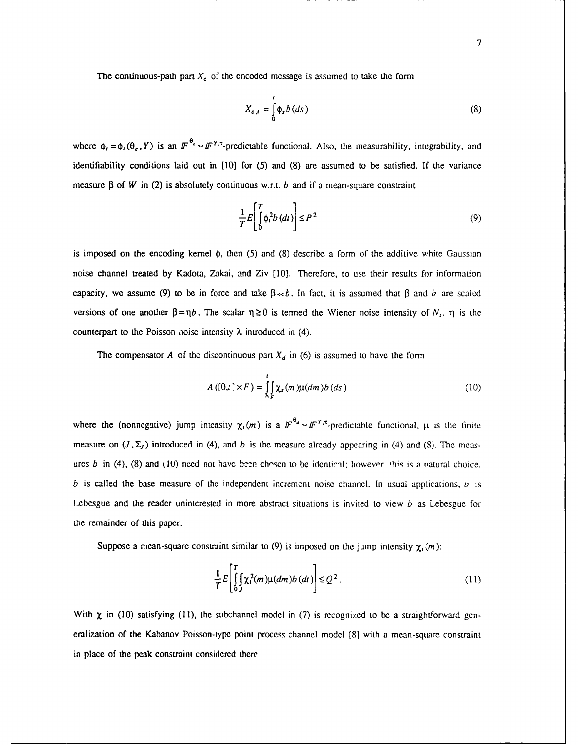The continuous-path part $X_c$ of the encoded message is assumed to take the form

$$X_{c,t} = \int_0^t \phi_s b(ds) \tag{8}$$

where $\phi_t = \phi_t(\theta_c, Y)$ is an $\mathbb{F}^{\theta_c} \vee \mathbb{F}^{Y,\pi}$-predictable functional. Also, the measurability, integrability, and identifiability conditions laid out in [10] for (5) and (8) are assumed to be satisfied. If the variance measure $\beta$ of $W$ in (2) is absolutely continuous w.r.t. $b$ and if a mean-square constraint

$$\frac{1}{T} E\left[\int_0^T \phi_t^2 b(dt)\right] \le P^2 \tag{9}$$

is imposed on the encoding kernel $\phi$, then (5) and (8) describe a form of the additive white Gaussian noise channel treated by Kadota, Zakai, and Ziv [10]. Therefore, to use their results for information capacity, we assume (9) to be in force and take $\beta \ll b$. In fact, it is assumed that $\beta$ and $b$ are scaled versions of one another $\beta = \eta b$. The scalar $\eta \ge 0$ is termed the Wiener noise intensity of $N_t$. $\eta$ is the counterpart to the Poisson noise intensity $\lambda$ introduced in (4).

The compensator $A$ of the discontinuous part $X_d$ in (6) is assumed to have the form

$$A([0,t] \times F) = \int_0^t \int_F \chi_s(m) \mu(dm) b(ds) \tag{10}$$

where the (nonnegative) jump intensity $\chi_t(m)$ is a $\mathbb{F}^{\theta_d} \vee \mathbb{F}^{Y,\pi}$-predictable functional, $\mu$ is the finite measure on $(J, \Sigma_J)$ introduced in (4), and $b$ is the measure already appearing in (4) and (8). The measures $b$ in (4), (8) and (10) need not have been chosen to be identical; however, this is a natural choice. $b$ is called the base measure of the independent increment noise channel. In usual applications, $b$ is Lebesgue and the reader uninterested in more abstract situations is invited to view $b$ as Lebesgue for the remainder of this paper.

Suppose a mean-square constraint similar to (9) is imposed on the jump intensity $\chi_t(m)$:

$$\frac{1}{T} E\left[\int_0^T \int_J \chi_t^2(m) \mu(dm) b(dt)\right] \le Q^2 . \tag{11}$$

With $\chi$ in (10) satisfying (11), the subchannel model in (7) is recognized to be a straightforward generalization of the Kabanov Poisson-type point process channel model [8] with a mean-square constraint in place of the peak constraint considered there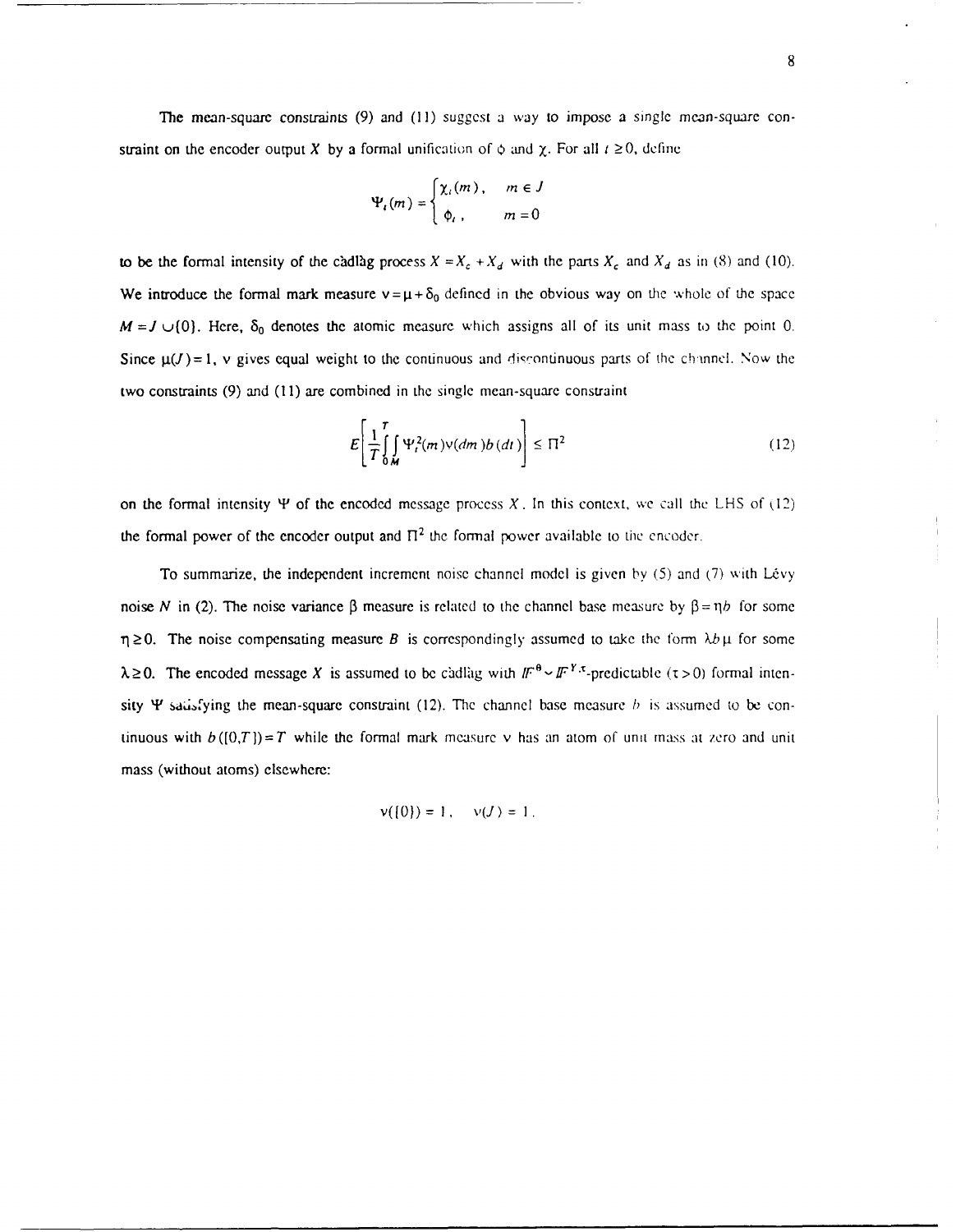The mean-square constraints (9) and (11) suggest a way to impose a single mean-square constraint on the encoder output $X$ by a formal unification of $\phi$ and $\chi$. For all $t \geq 0$, define

$$\Psi_t(m) = \begin{cases} \chi_t(m), & m \in J \\ \phi_t, & m = 0 \end{cases}$$

to be the formal intensity of the càdlàg process $X = X_c + X_d$ with the parts $X_c$ and $X_d$ as in (8) and (10). We introduce the formal mark measure $\nu = \mu + \delta_0$ defined in the obvious way on the whole of the space $M = J \cup \{0\}$. Here, $\delta_0$ denotes the atomic measure which assigns all of its unit mass to the point 0. Since $\mu(J) = 1$, $\nu$ gives equal weight to the continuous and discontinuous parts of the channel. Now the two constraints (9) and (11) are combined in the single mean-square constraint

$$E\left[\frac{1}{T}\int_0^T \int_M \Psi_t^2(m)\nu(dm)b(dt)\right] \leq \Pi^2 \tag{12}$$

on the formal intensity $\Psi$ of the encoded message process $X$. In this context, we call the LHS of (12) the formal power of the encoder output and $\Pi^2$ the formal power available to the encoder.

To summarize, the independent increment noise channel model is given by (5) and (7) with Lévy noise $N$ in (2). The noise variance $\beta$ measure is related to the channel base measure by $\beta = \eta b$ for some $\eta \geq 0$. The noise compensating measure $B$ is correspondingly assumed to take the form $\lambda b \mu$ for some $\lambda \geq 0$. The encoded message $X$ is assumed to be càdlàg with $\mathbb{F}^\theta \vee \mathbb{F}^{Y,\tau}$-predictable ($\tau > 0$) formal intensity $\Psi$ satisfying the mean-square constraint (12). The channel base measure $b$ is assumed to be continuous with $b([0,T]) = T$ while the formal mark measure $\nu$ has an atom of unit mass at zero and unit mass (without atoms) elsewhere:

$$\nu(\{0\}) = 1, \quad \nu(J) = 1.$$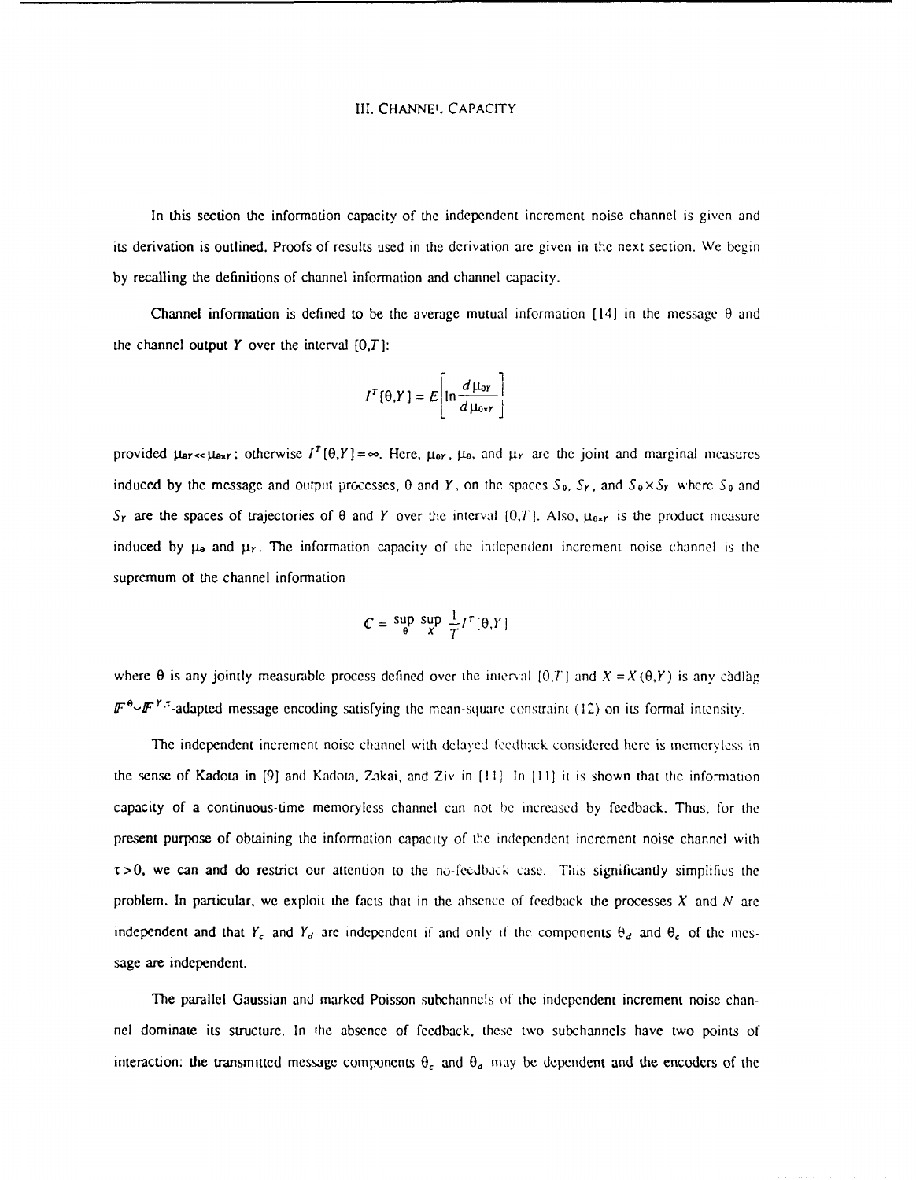## III. CHANNEL CAPACITY

In this section the information capacity of the independent increment noise channel is given and its derivation is outlined. Proofs of results used in the derivation are given in the next section. We begin by recalling the definitions of channel information and channel capacity.

Channel information is defined to be the average mutual information [14] in the message $\theta$ and the channel output $Y$ over the interval $[0,T]$:

$$I^T[\theta,Y] = E\left[\ln \frac{d\mu_{\theta Y}}{d\mu_{\theta\times Y}}\right]$$

provided $\mu_{\theta Y} << \mu_{\theta\times Y}$; otherwise $I^T[\theta,Y]=\infty$. Here, $\mu_{\theta Y}$, $\mu_\theta$, and $\mu_Y$ are the joint and marginal measures induced by the message and output processes, $\theta$ and $Y$, on the spaces $S_\theta$, $S_Y$, and $S_\theta \times S_Y$ where $S_\theta$ and $S_Y$ are the spaces of trajectories of $\theta$ and $Y$ over the interval $[0,T]$. Also, $\mu_{\theta\times Y}$ is the product measure induced by $\mu_\theta$ and $\mu_Y$. The information capacity of the independent increment noise channel is the supremum of the channel information

$$\mathcal{C} = \sup_{\theta} \sup_{X} \frac{1}{T} I^T[\theta,Y]$$

where $\theta$ is any jointly measurable process defined over the interval $[0,T]$ and $X = X(\theta,Y)$ is any càdlàg $\mathbb{F}^\theta \vee \mathbb{F}^{Y,\tau}$-adapted message encoding satisfying the mean-square constraint (12) on its formal intensity.

The independent increment noise channel with delayed feedback considered here is memoryless in the sense of Kadota in [9] and Kadota, Zakai, and Ziv in [11]. In [11] it is shown that the information capacity of a continuous-time memoryless channel can not be increased by feedback. Thus, for the present purpose of obtaining the information capacity of the independent increment noise channel with $\tau > 0$, we can and do restrict our attention to the no-feedback case. This significantly simplifies the problem. In particular, we exploit the facts that in the absence of feedback the processes $X$ and $N$ are independent and that $Y_c$ and $Y_d$ are independent if and only if the components $\theta_d$ and $\theta_c$ of the message are independent.

The parallel Gaussian and marked Poisson subchannels of the independent increment noise channel dominate its structure. In the absence of feedback, these two subchannels have two points of interaction: the transmitted message components $\theta_c$ and $\theta_d$ may be dependent and the encoders of the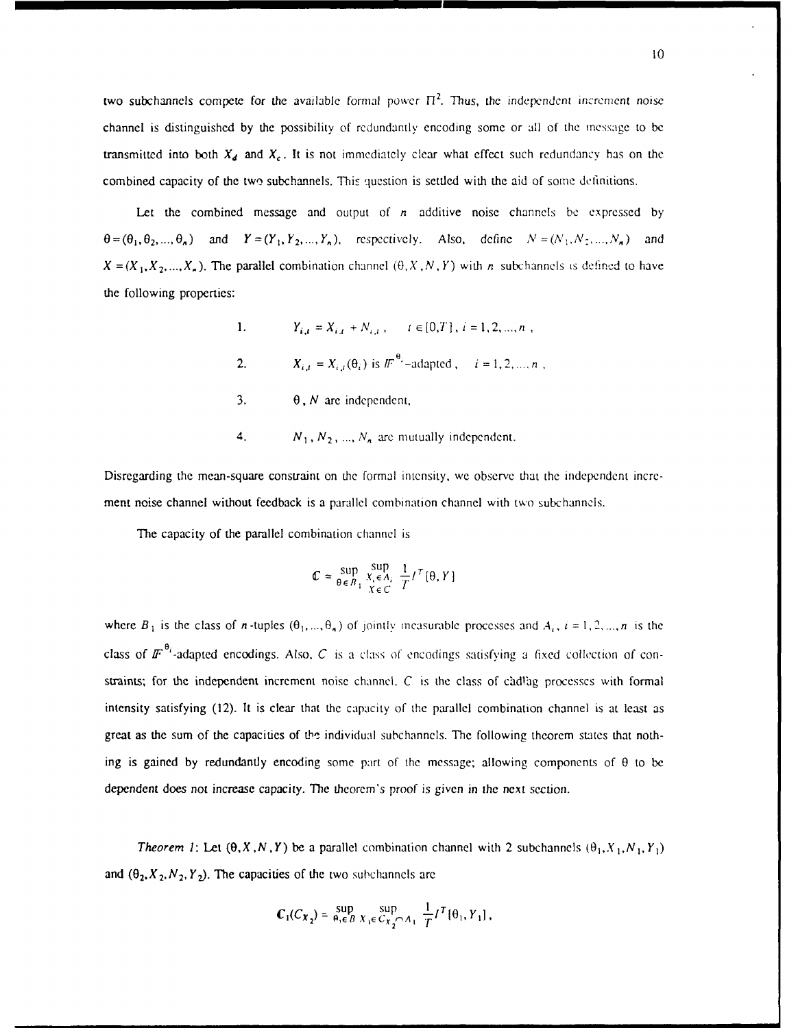two subchannels compete for the available formal power $\Pi^2$. Thus, the independent increment noise channel is distinguished by the possibility of redundantly encoding some or all of the message to be transmitted into both $X_d$ and $X_c$. It is not immediately clear what effect such redundancy has on the combined capacity of the two subchannels. This question is settled with the aid of some definitions.

Let the combined message and output of $n$ additive noise channels be expressed by $\theta = (\theta_1, \theta_2, ..., \theta_n)$ and $Y = (Y_1, Y_2, ..., Y_n)$, respectively. Also, define $N = (N_1, N_2, ..., N_n)$ and $X = (X_1, X_2, ..., X_n)$. The parallel combination channel $(\theta, X, N, Y)$ with $n$ subchannels is defined to have the following properties:

1. $Y_{i,t} = X_{i,t} + N_{i,t}$, $\quad t \in [0,T]$, $i = 1, 2, ..., n$,

2. $X_{i,t} = X_{i,t}(\theta_i)$ is $\mathbb{F}^{\theta_i}$-adapted, $\quad i = 1, 2, ..., n$,

3. $\theta$, $N$ are independent,

4. $N_1, N_2, ..., N_n$ are mutually independent.

Disregarding the mean-square constraint on the formal intensity, we observe that the independent increment noise channel without feedback is a parallel combination channel with two subchannels.

The capacity of the parallel combination channel is

$$\mathbb{C} = \sup_{\theta \in B_1} \sup_{\substack{X_i \in A_i \\ X \in C}} \frac{1}{T} I^T[\theta, Y]$$

where $B_1$ is the class of $n$-tuples $(\theta_1, ..., \theta_n)$ of jointly measurable processes and $A_i$, $i = 1, 2, ..., n$ is the class of $\mathbb{F}^{\theta_i}$-adapted encodings. Also, $C$ is a class of encodings satisfying a fixed collection of constraints; for the independent increment noise channel, $C$ is the class of càdlàg processes with formal intensity satisfying (12). It is clear that the capacity of the parallel combination channel is at least as great as the sum of the capacities of the individual subchannels. The following theorem states that nothing is gained by redundantly encoding some part of the message; allowing components of $\theta$ to be dependent does not increase capacity. The theorem's proof is given in the next section.

*Theorem 1*: Let $(\theta, X, N, Y)$ be a parallel combination channel with 2 subchannels $(\theta_1, X_1, N_1, Y_1)$ and $(\theta_2, X_2, N_2, Y_2)$. The capacities of the two subchannels are

$$\mathbb{C}_1(C_{X_2}) = \sup_{\theta_1 \in B} \sup_{X_1 \in C_{X_2} \cap A_1} \frac{1}{T} I^T[\theta_1, Y_1],$$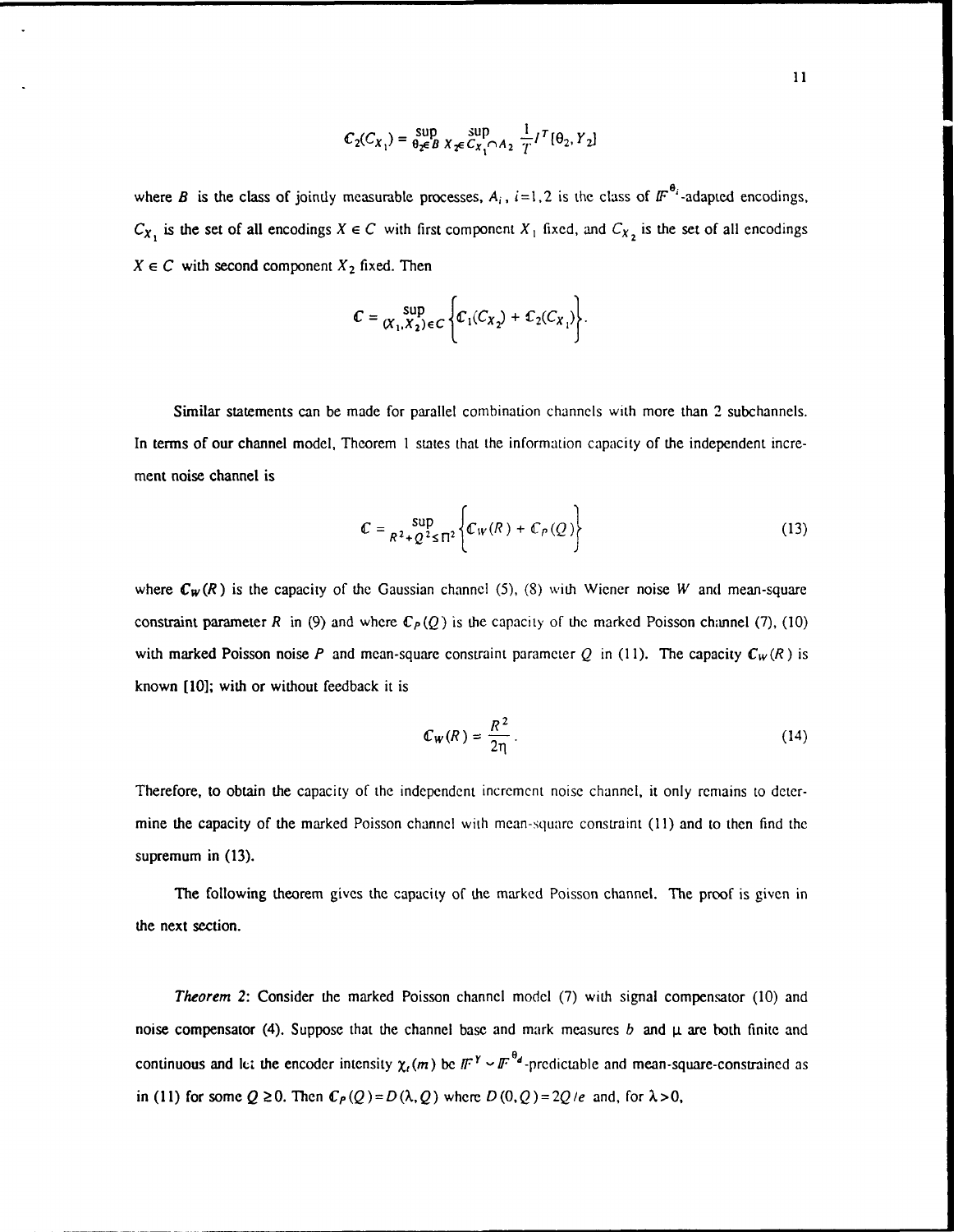$$\mathcal{C}_2(C_{X_1}) = \sup_{\theta_2 \in B} \sup_{X_2 \in C_{X_1} \cap A_2} \frac{1}{T} I^T[\theta_2, Y_2]$$

where $B$ is the class of jointly measurable processes, $A_i$, $i=1,2$ is the class of $\mathbb{F}^{\theta_i}$-adapted encodings, $C_{X_1}$ is the set of all encodings $X \in C$ with first component $X_1$ fixed, and $C_{X_2}$ is the set of all encodings $X \in C$ with second component $X_2$ fixed. Then

$$\mathcal{C} = \sup_{(X_1, X_2) \in C} \left\{ \mathcal{C}_1(C_{X_2}) + \mathcal{C}_2(C_{X_1}) \right\}.$$

Similar statements can be made for parallel combination channels with more than 2 subchannels. In terms of our channel model, Theorem 1 states that the information capacity of the independent increment noise channel is

$$\mathcal{C} = \sup_{R^2 + Q^2 \leq \Pi^2} \left\{ \mathcal{C}_W(R) + \mathcal{C}_P(Q) \right\} \tag{13}$$

where $\mathcal{C}_W(R)$ is the capacity of the Gaussian channel (5), (8) with Wiener noise $W$ and mean-square constraint parameter $R$ in (9) and where $\mathcal{C}_P(Q)$ is the capacity of the marked Poisson channel (7), (10) with marked Poisson noise $P$ and mean-square constraint parameter $Q$ in (11). The capacity $\mathcal{C}_W(R)$ is known [10]; with or without feedback it is

$$\mathcal{C}_W(R) = \frac{R^2}{2\eta}. \tag{14}$$

Therefore, to obtain the capacity of the independent increment noise channel, it only remains to determine the capacity of the marked Poisson channel with mean-square constraint (11) and to then find the supremum in (13).

The following theorem gives the capacity of the marked Poisson channel. The proof is given in the next section.

*Theorem 2*: Consider the marked Poisson channel model (7) with signal compensator (10) and noise compensator (4). Suppose that the channel base and mark measures $b$ and $\mu$ are both finite and continuous and let the encoder intensity $\chi_t(m)$ be $\mathbb{F}^Y \vee \mathbb{F}^{\theta_d}$-predictable and mean-square-constrained as in (11) for some $Q \geq 0$. Then $\mathcal{C}_P(Q) = D(\lambda, Q)$ where $D(0, Q) = 2Q/e$ and, for $\lambda > 0$,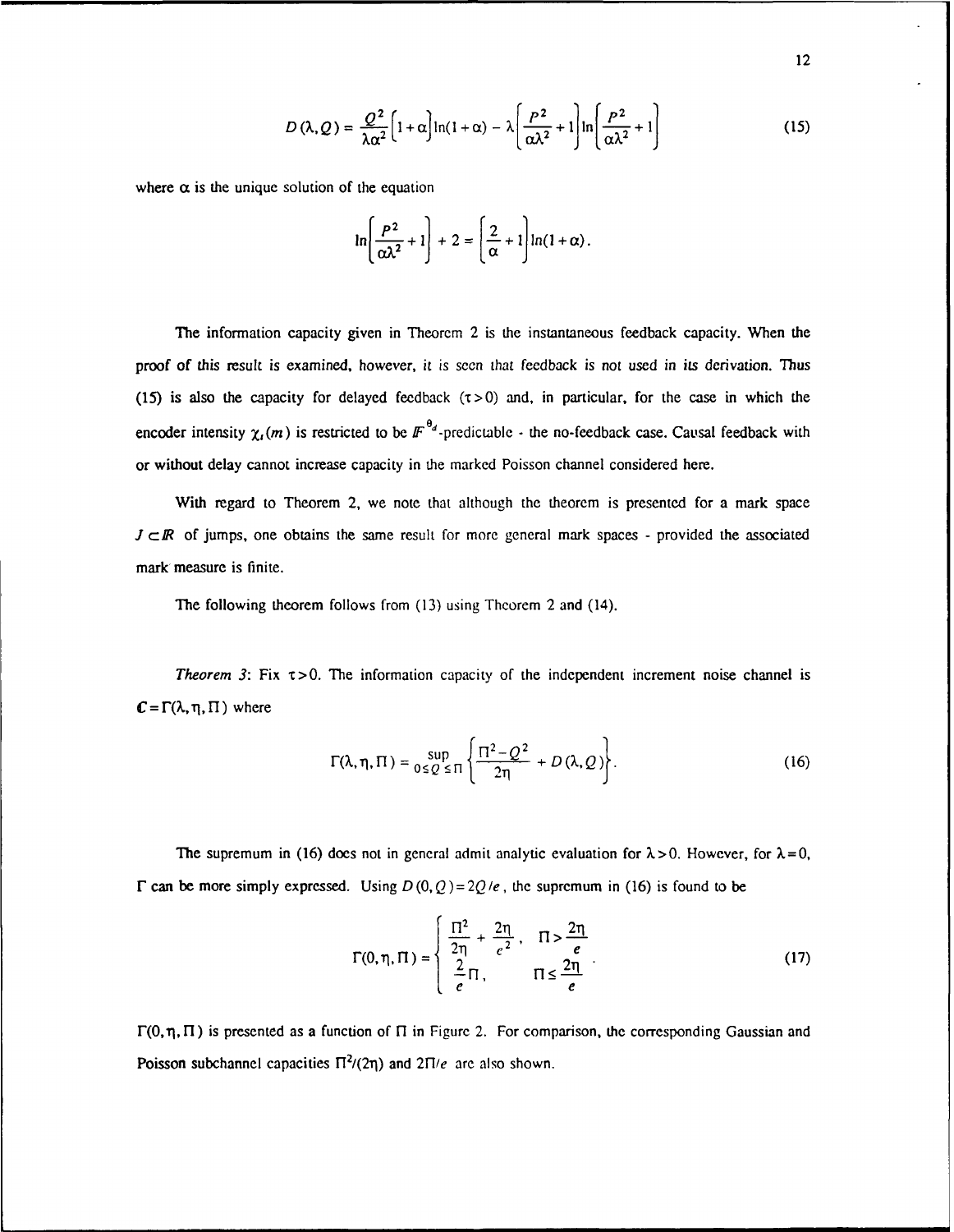$$D(\lambda, Q) = \frac{Q^2}{\lambda\alpha^2}\left[1+\alpha\right]\ln(1+\alpha) - \lambda\left[\frac{P^2}{\alpha\lambda^2}+1\right]\ln\left[\frac{P^2}{\alpha\lambda^2}+1\right] \tag{15}$$

where $\alpha$ is the unique solution of the equation

$$\ln\left[\frac{P^2}{\alpha\lambda^2}+1\right] + 2 = \left[\frac{2}{\alpha}+1\right]\ln(1+\alpha).$$

The information capacity given in Theorem 2 is the instantaneous feedback capacity. When the proof of this result is examined, however, it is seen that feedback is not used in its derivation. Thus (15) is also the capacity for delayed feedback ($\tau > 0$) and, in particular, for the case in which the encoder intensity $\chi_t(m)$ is restricted to be $\mathbb{F}^{\theta_d}$-predictable - the no-feedback case. Causal feedback with or without delay cannot increase capacity in the marked Poisson channel considered here.

With regard to Theorem 2, we note that although the theorem is presented for a mark space $J \subset \mathbb{R}$ of jumps, one obtains the same result for more general mark spaces - provided the associated mark measure is finite.

The following theorem follows from (13) using Theorem 2 and (14).

*Theorem 3*: Fix $\tau > 0$. The information capacity of the independent increment noise channel is $\mathbf{C} = \Gamma(\lambda, \eta, \Pi)$ where

$$\Gamma(\lambda, \eta, \Pi) = \sup_{0 \le Q \le \Pi}\left\{\frac{\Pi^2 - Q^2}{2\eta} + D(\lambda, Q)\right\}. \tag{16}$$

The supremum in (16) does not in general admit analytic evaluation for $\lambda > 0$. However, for $\lambda = 0$, $\Gamma$ can be more simply expressed. Using $D(0, Q) = 2Q/e$, the supremum in (16) is found to be

$$\Gamma(0, \eta, \Pi) = \begin{cases} \dfrac{\Pi^2}{2\eta} + \dfrac{2\eta}{e^2}, & \Pi > \dfrac{2\eta}{e} \\ \dfrac{2}{e}\Pi, & \Pi \le \dfrac{2\eta}{e} \end{cases}. \tag{17}$$

$\Gamma(0, \eta, \Pi)$ is presented as a function of $\Pi$ in Figure 2. For comparison, the corresponding Gaussian and Poisson subchannel capacities $\Pi^2/(2\eta)$ and $2\Pi/e$ are also shown.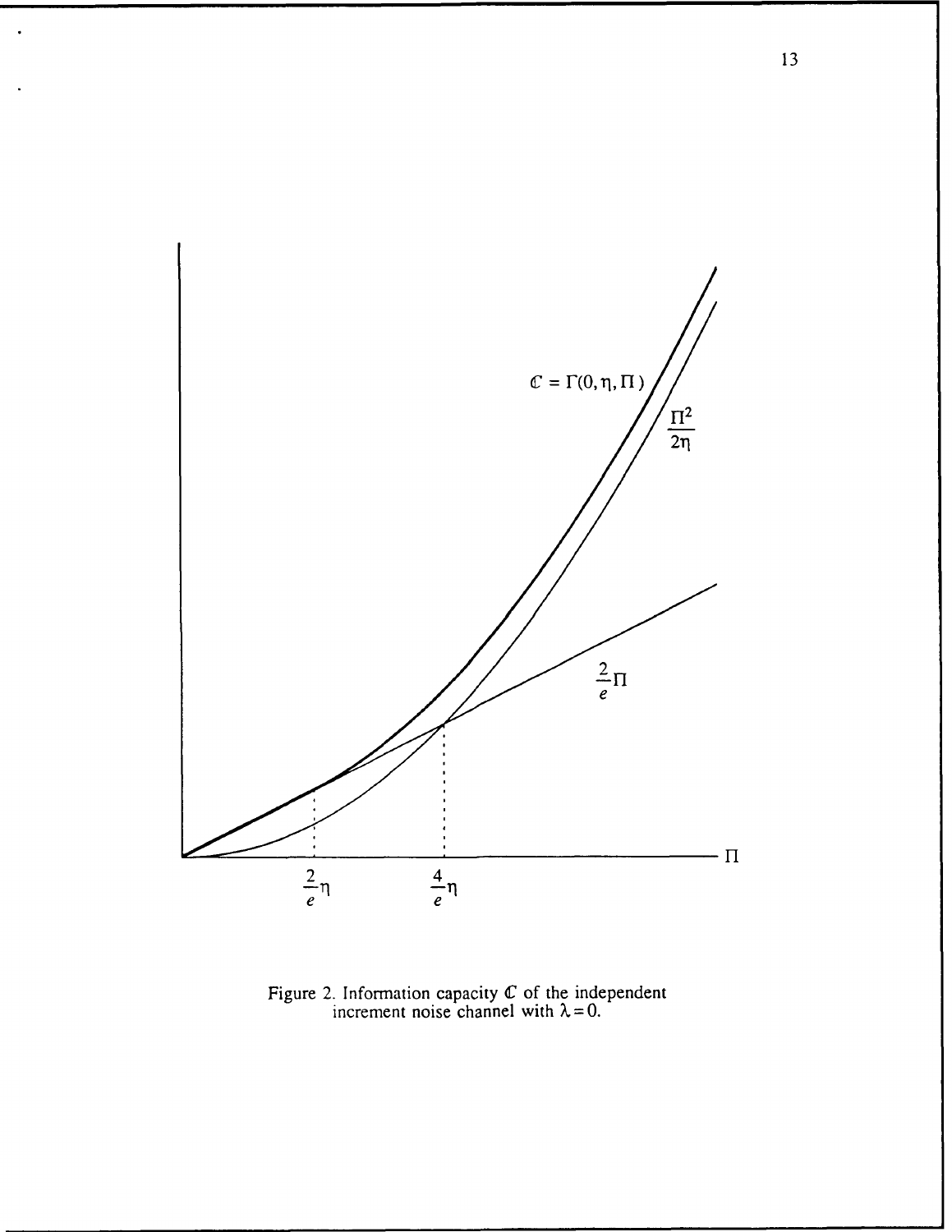Figure 2. Information capacity $\mathbb{C}$ of the independent increment noise channel with $\lambda = 0$.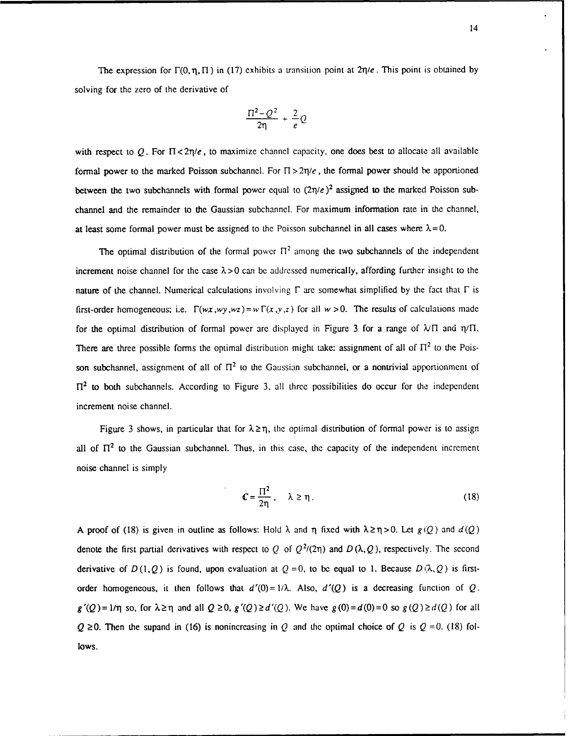The expression for $\Gamma(0,\eta,\Pi)$ in (17) exhibits a transition point at $2\eta/e$. This point is obtained by solving for the zero of the derivative of

$$\frac{\Pi^2 - Q^2}{2\eta} + \frac{2}{e}Q$$

with respect to $Q$. For $\Pi < 2\eta/e$, to maximize channel capacity, one does best to allocate all available formal power to the marked Poisson subchannel. For $\Pi > 2\eta/e$, the formal power should be apportioned between the two subchannels with formal power equal to $(2\eta/e)^2$ assigned to the marked Poisson subchannel and the remainder to the Gaussian subchannel. For maximum information rate in the channel, at least some formal power must be assigned to the Poisson subchannel in all cases where $\lambda = 0$.

The optimal distribution of the formal power $\Pi^2$ among the two subchannels of the independent increment noise channel for the case $\lambda > 0$ can be addressed numerically, affording further insight to the nature of the channel. Numerical calculations involving $\Gamma$ are somewhat simplified by the fact that $\Gamma$ is first-order homogeneous; i.e. $\Gamma(wx, wy, wz) = w\Gamma(x,y,z)$ for all $w > 0$. The results of calculations made for the optimal distribution of formal power are displayed in Figure 3 for a range of $\lambda/\Pi$ and $\eta/\Pi$. There are three possible forms the optimal distribution might take: assignment of all of $\Pi^2$ to the Poisson subchannel, assignment of all of $\Pi^2$ to the Gaussian subchannel, or a nontrivial apportionment of $\Pi^2$ to both subchannels. According to Figure 3, all three possibilities do occur for the independent increment noise channel.

Figure 3 shows, in particular that for $\lambda \geq \eta$, the optimal distribution of formal power is to assign all of $\Pi^2$ to the Gaussian subchannel. Thus, in this case, the capacity of the independent increment noise channel is simply

$$\mathbb{C} = \frac{\Pi^2}{2\eta}, \quad \lambda \geq \eta. \tag{18}$$

A proof of (18) is given in outline as follows: Hold $\lambda$ and $\eta$ fixed with $\lambda \geq \eta > 0$. Let $g(Q)$ and $d(Q)$ denote the first partial derivatives with respect to $Q$ of $Q^2/(2\eta)$ and $D(\lambda, Q)$, respectively. The second derivative of $D(1,Q)$ is found, upon evaluation at $Q = 0$, to be equal to 1. Because $D(\lambda, Q)$ is first-order homogeneous, it then follows that $d'(0) = 1/\lambda$. Also, $d'(Q)$ is a decreasing function of $Q$. $g'(Q) = 1/\eta$ so, for $\lambda \geq \eta$ and all $Q \geq 0$, $g'(Q) \geq d'(Q)$. We have $g(0) = d(0) = 0$ so $g(Q) \geq d(Q)$ for all $Q \geq 0$. Then the supand in (16) is nonincreasing in $Q$ and the optimal choice of $Q$ is $Q = 0$. (18) follows.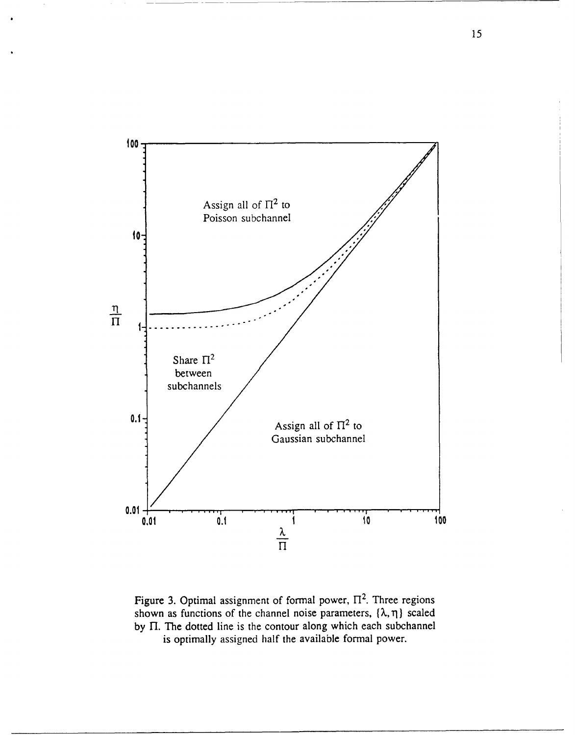Figure 3. Optimal assignment of formal power, $\Pi^2$. Three regions shown as functions of the channel noise parameters, $\{\lambda, \eta\}$ scaled by $\Pi$. The dotted line is the contour along which each subchannel is optimally assigned half the available formal power.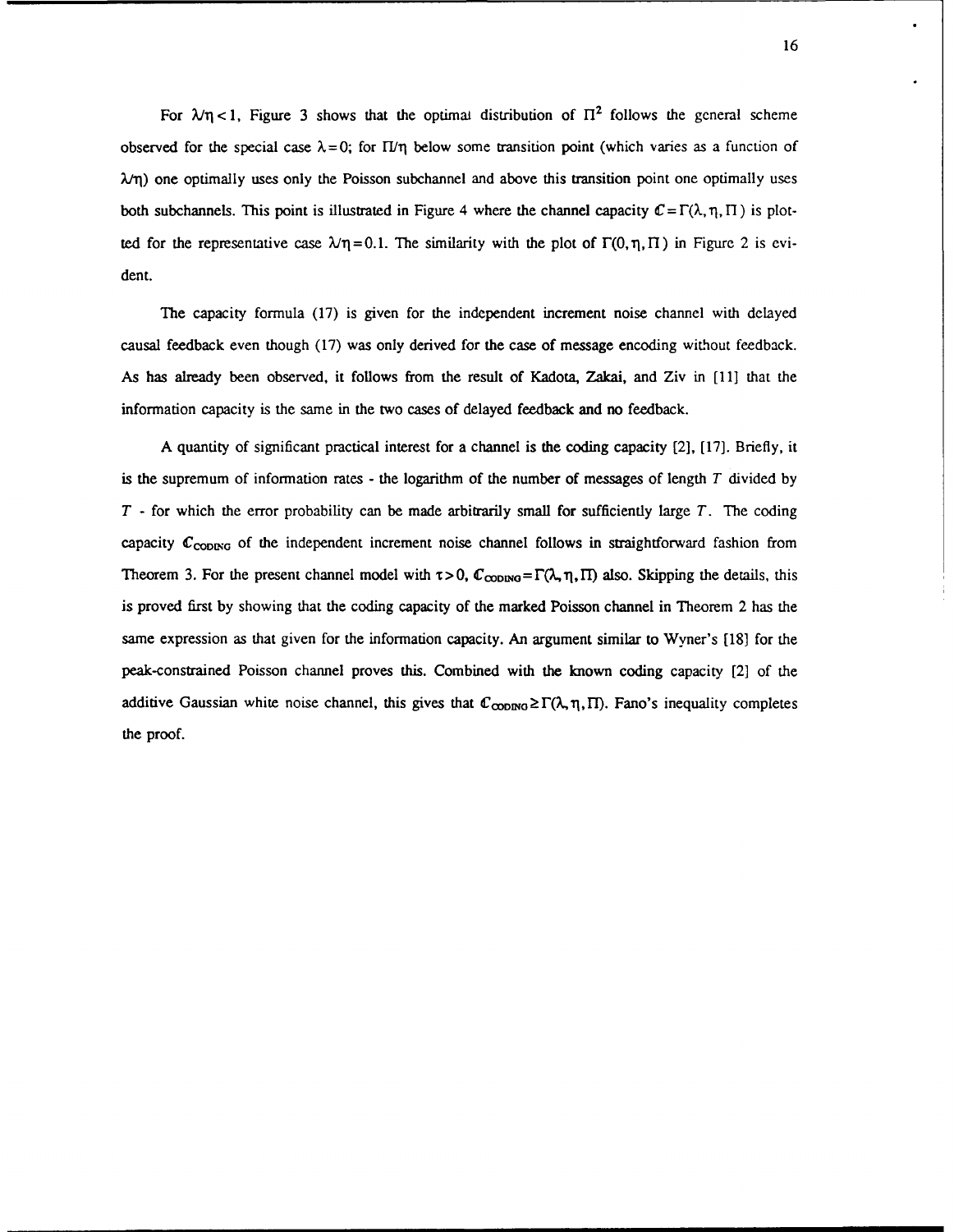For $\lambda/\eta < 1$, Figure 3 shows that the optimal distribution of $\Pi^2$ follows the general scheme observed for the special case $\lambda = 0$; for $\Pi/\eta$ below some transition point (which varies as a function of $\lambda/\eta$) one optimally uses only the Poisson subchannel and above this transition point one optimally uses both subchannels. This point is illustrated in Figure 4 where the channel capacity $\mathbb{C} = \Gamma(\lambda, \eta, \Pi)$ is plotted for the representative case $\lambda/\eta = 0.1$. The similarity with the plot of $\Gamma(0, \eta, \Pi)$ in Figure 2 is evident.

The capacity formula (17) is given for the independent increment noise channel with delayed causal feedback even though (17) was only derived for the case of message encoding without feedback. As has already been observed, it follows from the result of Kadota, Zakai, and Ziv in [11] that the information capacity is the same in the two cases of delayed feedback and no feedback.

A quantity of significant practical interest for a channel is the coding capacity [2], [17]. Briefly, it is the supremum of information rates - the logarithm of the number of messages of length $T$ divided by $T$ - for which the error probability can be made arbitrarily small for sufficiently large $T$. The coding capacity $\mathbb{C}_{\text{CODING}}$ of the independent increment noise channel follows in straightforward fashion from Theorem 3. For the present channel model with $\tau > 0$, $\mathbb{C}_{\text{CODING}} = \Gamma(\lambda, \eta, \Pi)$ also. Skipping the details, this is proved first by showing that the coding capacity of the marked Poisson channel in Theorem 2 has the same expression as that given for the information capacity. An argument similar to Wyner's [18] for the peak-constrained Poisson channel proves this. Combined with the known coding capacity [2] of the additive Gaussian white noise channel, this gives that $\mathbb{C}_{\text{CODING}} \geq \Gamma(\lambda, \eta, \Pi)$. Fano's inequality completes the proof.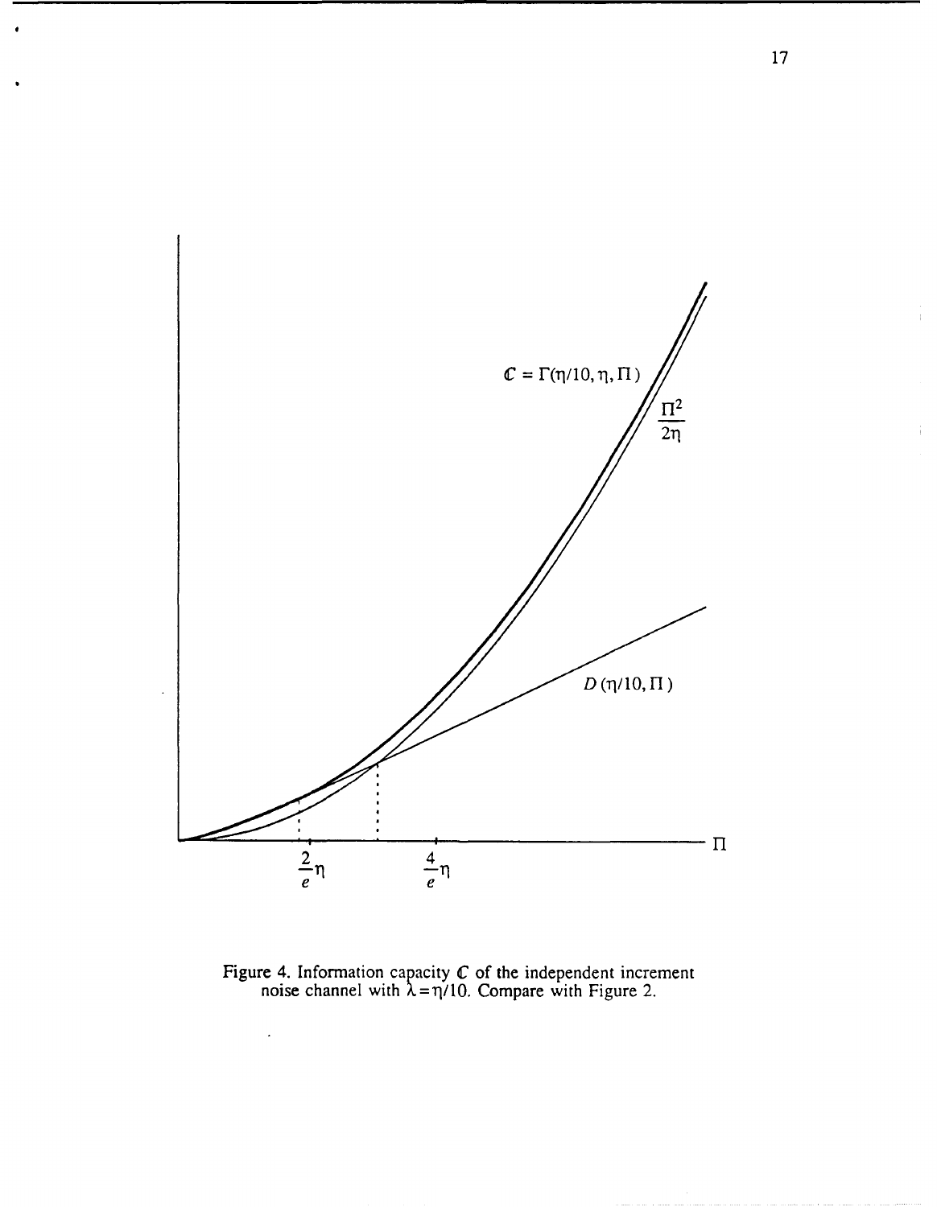Figure 4. Information capacity $\mathbb{C}$ of the independent increment noise channel with $\lambda = \eta/10$. Compare with Figure 2.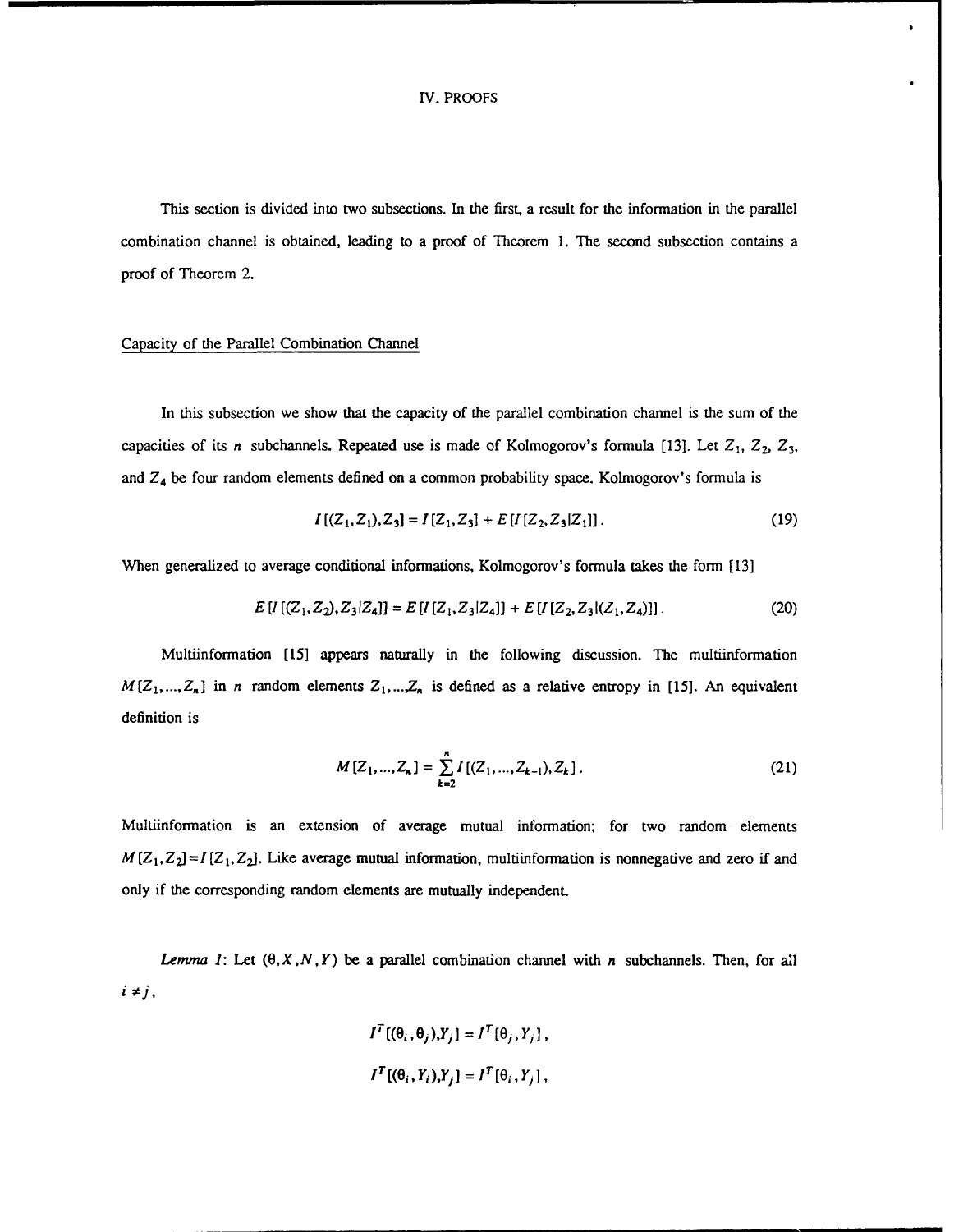# IV. PROOFS

This section is divided into two subsections. In the first, a result for the information in the parallel combination channel is obtained, leading to a proof of Theorem 1. The second subsection contains a proof of Theorem 2.

## Capacity of the Parallel Combination Channel

In this subsection we show that the capacity of the parallel combination channel is the sum of the capacities of its $n$ subchannels. Repeated use is made of Kolmogorov's formula [13]. Let $Z_1$, $Z_2$, $Z_3$, and $Z_4$ be four random elements defined on a common probability space. Kolmogorov's formula is

$$I[(Z_1,Z_1),Z_3] = I[Z_1,Z_3] + E[I[Z_2,Z_3|Z_1]]. \tag{19}$$

When generalized to average conditional informations, Kolmogorov's formula takes the form [13]

$$E[I[(Z_1,Z_2),Z_3|Z_4]] = E[I[Z_1,Z_3|Z_4]] + E[I[Z_2,Z_3|(Z_1,Z_4)]]. \tag{20}$$

Multiinformation [15] appears naturally in the following discussion. The multiinformation $M[Z_1,...,Z_n]$ in $n$ random elements $Z_1,...,Z_n$ is defined as a relative entropy in [15]. An equivalent definition is

$$M[Z_1,...,Z_n] = \sum_{k=2}^{n} I[(Z_1,...,Z_{k-1}),Z_k]. \tag{21}$$

Multiinformation is an extension of average mutual information; for two random elements $M[Z_1,Z_2]=I[Z_1,Z_2]$. Like average mutual information, multiinformation is nonnegative and zero if and only if the corresponding random elements are mutually independent.

*Lemma 1*: Let $(\theta,X,N,Y)$ be a parallel combination channel with $n$ subchannels. Then, for all $i \neq j$,

$$I^T[(\theta_i,\theta_j),Y_j] = I^T[\theta_j,Y_j],$$

$$I^T[(\theta_i,Y_i),Y_j] = I^T[\theta_i,Y_j],$$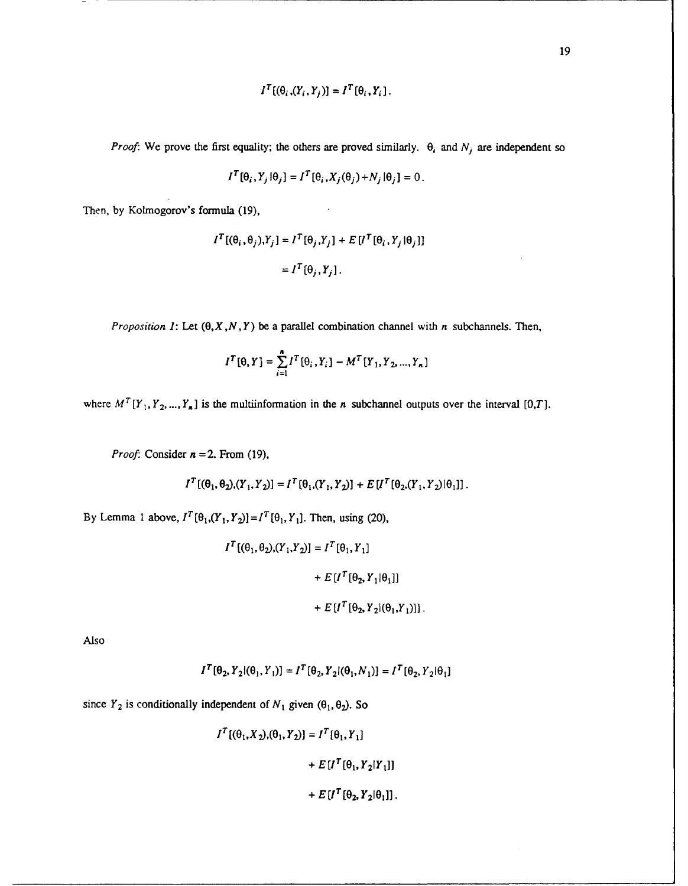$$I^T[(\theta_i,(Y_i,Y_j))] = I^T[\theta_i,Y_i].$$

*Proof*: We prove the first equality; the others are proved similarly. $\theta_i$ and $N_j$ are independent so

$$I^T[\theta_i,Y_j|\theta_j] = I^T[\theta_i,X_j(\theta_j)+N_j|\theta_j] = 0.$$

Then, by Kolmogorov's formula (19),

$$I^T[(\theta_i,\theta_j),Y_j] = I^T[\theta_j,Y_j] + E[I^T[\theta_i,Y_j|\theta_j]]$$

$$= I^T[\theta_j,Y_j].$$

*Proposition 1*: Let $(\theta,X,N,Y)$ be a parallel combination channel with $n$ subchannels. Then,

$$I^T[\theta,Y] = \sum_{i=1}^{n} I^T[\theta_i,Y_i] - M^T[Y_1,Y_2,\ldots,Y_n]$$

where $M^T[Y_1,Y_2,\ldots,Y_n]$ is the multiinformation in the $n$ subchannel outputs over the interval $[0,T]$.

*Proof*: Consider $n=2$. From (19),

$$I^T[(\theta_1,\theta_2),(Y_1,Y_2)] = I^T[\theta_1,(Y_1,Y_2)] + E[I^T[\theta_2,(Y_1,Y_2)|\theta_1]].$$

By Lemma 1 above, $I^T[\theta_1,(Y_1,Y_2)]=I^T[\theta_1,Y_1]$. Then, using (20),

$$I^T[(\theta_1,\theta_2),(Y_1,Y_2)] = I^T[\theta_1,Y_1]$$

$$+ E[I^T[\theta_2,Y_1|\theta_1]]$$

$$+ E[I^T[\theta_2,Y_2|(\theta_1,Y_1)]].$$

Also

$$I^T[\theta_2,Y_2|(\theta_1,Y_1)] = I^T[\theta_2,Y_2|(\theta_1,N_1)] = I^T[\theta_2,Y_2|\theta_1]$$

since $Y_2$ is conditionally independent of $N_1$ given $(\theta_1,\theta_2)$. So

$$I^T[(\theta_1,X_2),(\theta_1,Y_2)] = I^T[\theta_1,Y_1]$$

$$+ E[I^T[\theta_1,Y_2|Y_1]]$$

$$+ E[I^T[\theta_2,Y_2|\theta_1]].$$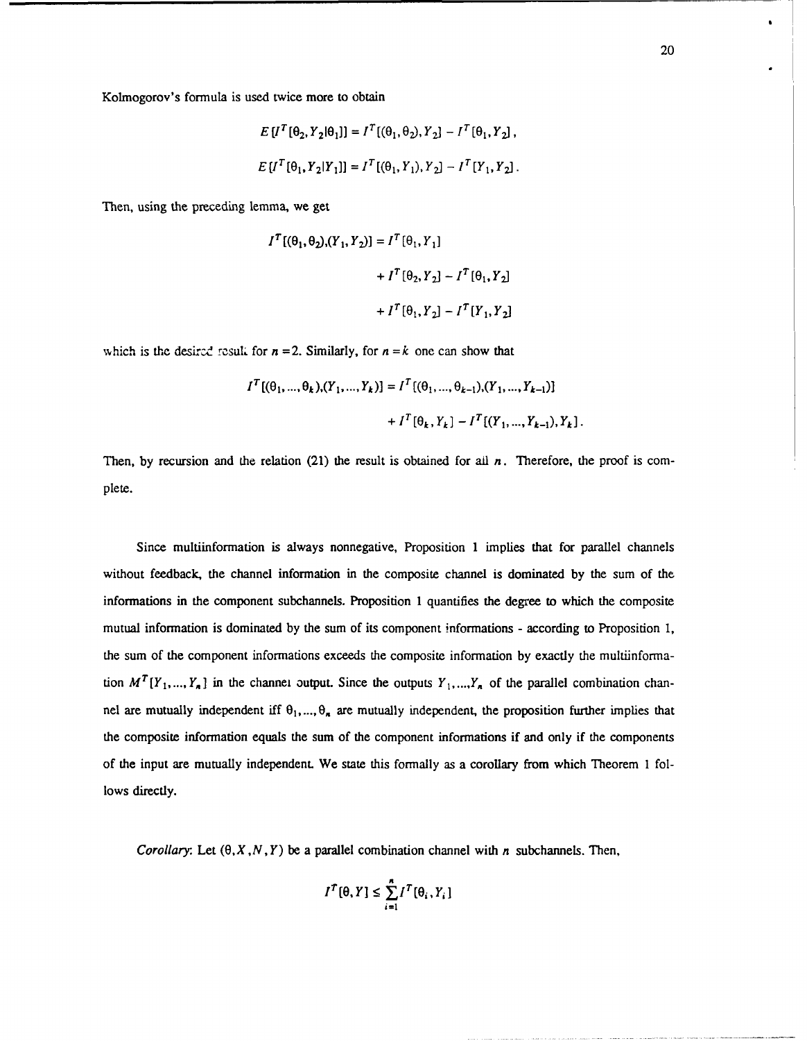Kolmogorov's formula is used twice more to obtain

$$E[I^T[\theta_2, Y_2|\theta_1]] = I^T[(\theta_1, \theta_2), Y_2] - I^T[\theta_1, Y_2],$$

$$E[I^T[\theta_1, Y_2|Y_1]] = I^T[(\theta_1, Y_1), Y_2] - I^T[Y_1, Y_2].$$

Then, using the preceding lemma, we get

$$\begin{aligned} I^T[(\theta_1, \theta_2), (Y_1, Y_2)] = I^T[\theta_1, Y_1] \\ + I^T[\theta_2, Y_2] - I^T[\theta_1, Y_2] \\ + I^T[\theta_1, Y_2] - I^T[Y_1, Y_2] \end{aligned}$$

which is the desired result for $n = 2$. Similarly, for $n = k$ one can show that

$$\begin{aligned} I^T[(\theta_1, ..., \theta_k), (Y_1, ..., Y_k)] = I^T[(\theta_1, ..., \theta_{k-1}), (Y_1, ..., Y_{k-1})] \\ + I^T[\theta_k, Y_k] - I^T[(Y_1, ..., Y_{k-1}), Y_k]. \end{aligned}$$

Then, by recursion and the relation (21) the result is obtained for all $n$. Therefore, the proof is complete.

Since multiinformation is always nonnegative, Proposition 1 implies that for parallel channels without feedback, the channel information in the composite channel is dominated by the sum of the informations in the component subchannels. Proposition 1 quantifies the degree to which the composite mutual information is dominated by the sum of its component informations - according to Proposition 1, the sum of the component informations exceeds the composite information by exactly the multiinformation $M^T[Y_1, ..., Y_n]$ in the channel output. Since the outputs $Y_1, ..., Y_n$ of the parallel combination channel are mutually independent iff $\theta_1, ..., \theta_n$ are mutually independent, the proposition further implies that the composite information equals the sum of the component informations if and only if the components of the input are mutually independent. We state this formally as a corollary from which Theorem 1 follows directly.

*Corollary*: Let $(\theta, X, N, Y)$ be a parallel combination channel with $n$ subchannels. Then,

$$I^T[\theta, Y] \le \sum_{i=1}^{n} I^T[\theta_i, Y_i]$$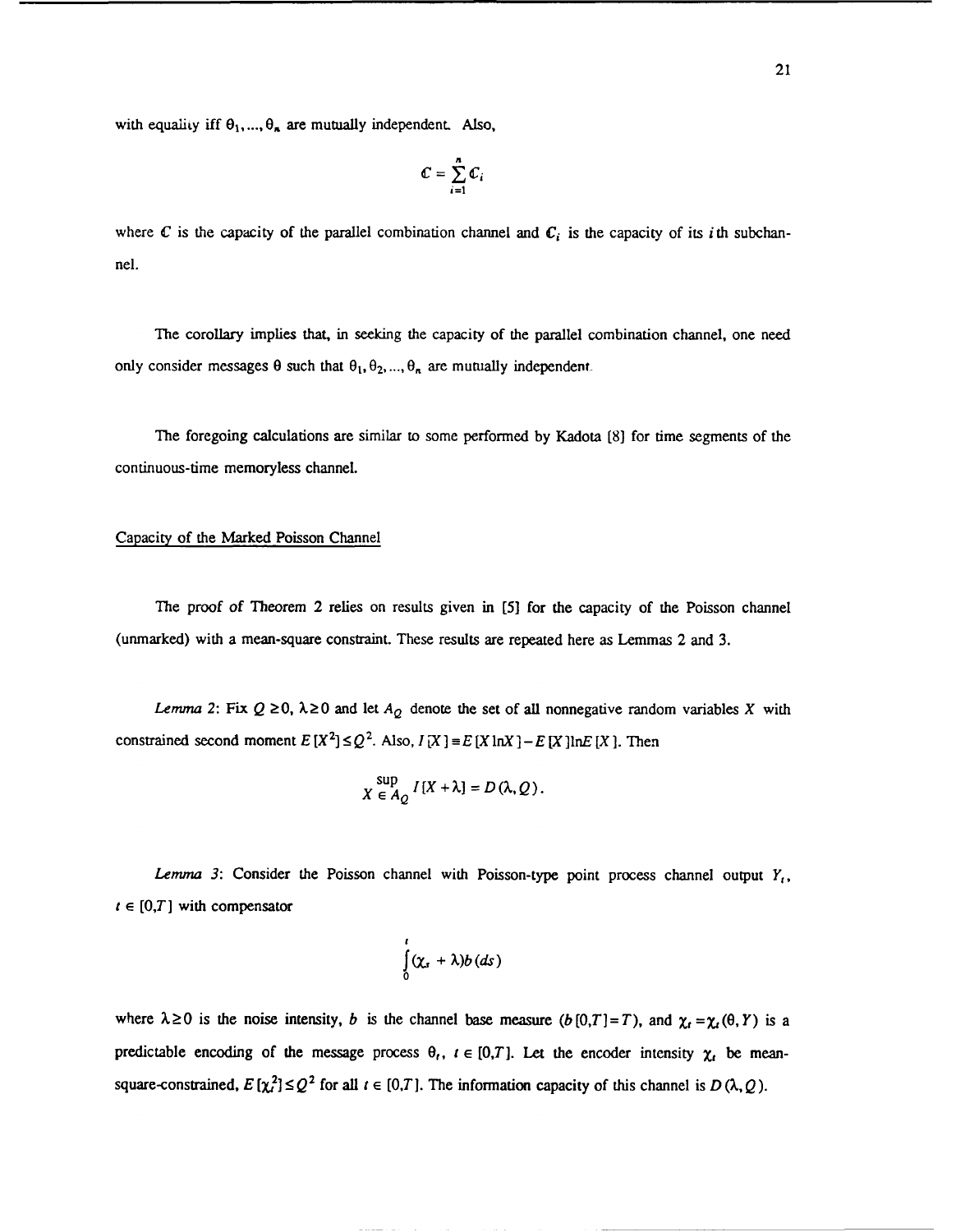with equality iff $\theta_1, \ldots, \theta_n$ are mutually independent. Also,

$$\mathbb{C} = \sum_{i=1}^{n} \mathbb{C}_i$$

where $\mathbb{C}$ is the capacity of the parallel combination channel and $\mathbb{C}_i$ is the capacity of its $i$th subchannel.

The corollary implies that, in seeking the capacity of the parallel combination channel, one need only consider messages $\theta$ such that $\theta_1, \theta_2, \ldots, \theta_n$ are mutually independent.

The foregoing calculations are similar to some performed by Kadota [8] for time segments of the continuous-time memoryless channel.

<u>Capacity of the Marked Poisson Channel</u>

The proof of Theorem 2 relies on results given in [5] for the capacity of the Poisson channel (unmarked) with a mean-square constraint. These results are repeated here as Lemmas 2 and 3.

*Lemma 2*: Fix $Q \geq 0$, $\lambda \geq 0$ and let $A_Q$ denote the set of all nonnegative random variables $X$ with constrained second moment $E[X^2] \leq Q^2$. Also, $I[X] \equiv E[X \ln X] - E[X] \ln E[X]$. Then

$$\sup_{X \in A_Q} I[X + \lambda] = D(\lambda, Q).$$

*Lemma 3*: Consider the Poisson channel with Poisson-type point process channel output $Y_t$, $t \in [0,T]$ with compensator

$$\int_0^t (\chi_s + \lambda) b(ds)$$

where $\lambda \geq 0$ is the noise intensity, $b$ is the channel base measure ($b[0,T] = T$), and $\chi_t = \chi_t(\theta, Y)$ is a predictable encoding of the message process $\theta_t$, $t \in [0,T]$. Let the encoder intensity $\chi_t$ be mean-square-constrained, $E[\chi_t^2] \leq Q^2$ for all $t \in [0,T]$. The information capacity of this channel is $D(\lambda, Q)$.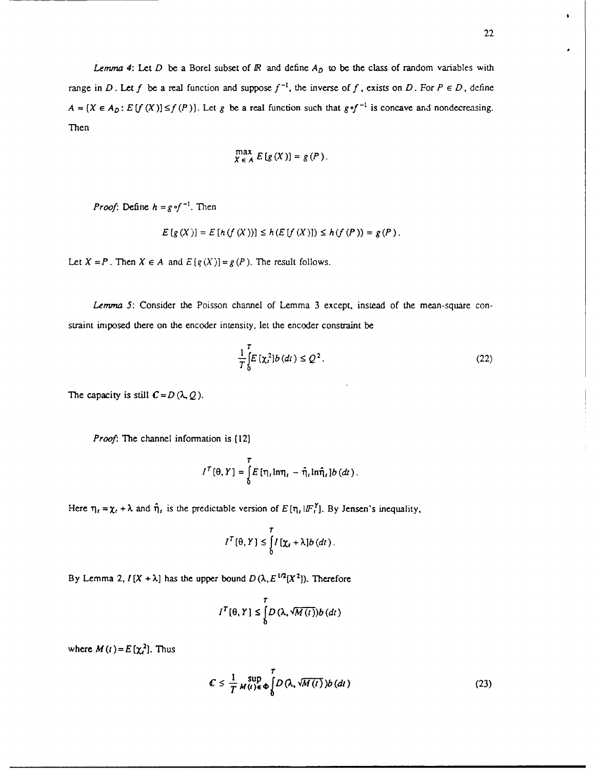*Lemma 4*: Let $D$ be a Borel subset of $\mathbb{R}$ and define $A_D$ to be the class of random variables with range in $D$. Let $f$ be a real function and suppose $f^{-1}$, the inverse of $f$, exists on $D$. For $P \in D$, define $A = \{X \in A_D : E[f(X)] \le f(P)\}$. Let $g$ be a real function such that $g \circ f^{-1}$ is concave and nondecreasing. Then

$$\max_{X \in A} E[g(X)] = g(P).$$

*Proof*: Define $h = g \circ f^{-1}$. Then

$$E[g(X)] = E[h(f(X))] \le h(E[f(X)]) \le h(f(P)) = g(P).$$

Let $X = P$. Then $X \in A$ and $E[g(X)] = g(P)$. The result follows.

*Lemma 5*: Consider the Poisson channel of Lemma 3 except, instead of the mean-square constraint imposed there on the encoder intensity, let the encoder constraint be

$$\frac{1}{T}\int_0^T E[\chi_t^2]b(dt) \le Q^2. \tag{22}$$

The capacity is still $C = D(\lambda, Q)$.

*Proof*: The channel information is [12]

$$I^T[\theta, Y] = \int_0^T E[\eta_t \ln \eta_t - \hat{\eta}_t \ln \hat{\eta}_t] b(dt).$$

Here $\eta_t = \chi_t + \lambda$ and $\hat{\eta}_t$ is the predictable version of $E[\eta_t | \mathbb{F}_t^Y]$. By Jensen's inequality,

$$I^T[\theta, Y] \le \int_0^T I[\chi_t + \lambda] b(dt).$$

By Lemma 2, $I[X + \lambda]$ has the upper bound $D(\lambda, E^{1/2}[X^2])$. Therefore

$$I^T[\theta, Y] \le \int_0^T D(\lambda, \sqrt{M(t)}) b(dt)$$

where $M(t) = E[\chi_t^2]$. Thus

$$C \le \frac{1}{T} \sup_{M(t) \in \Phi} \int_0^T D(\lambda, \sqrt{M(t)}) b(dt) \tag{23}$$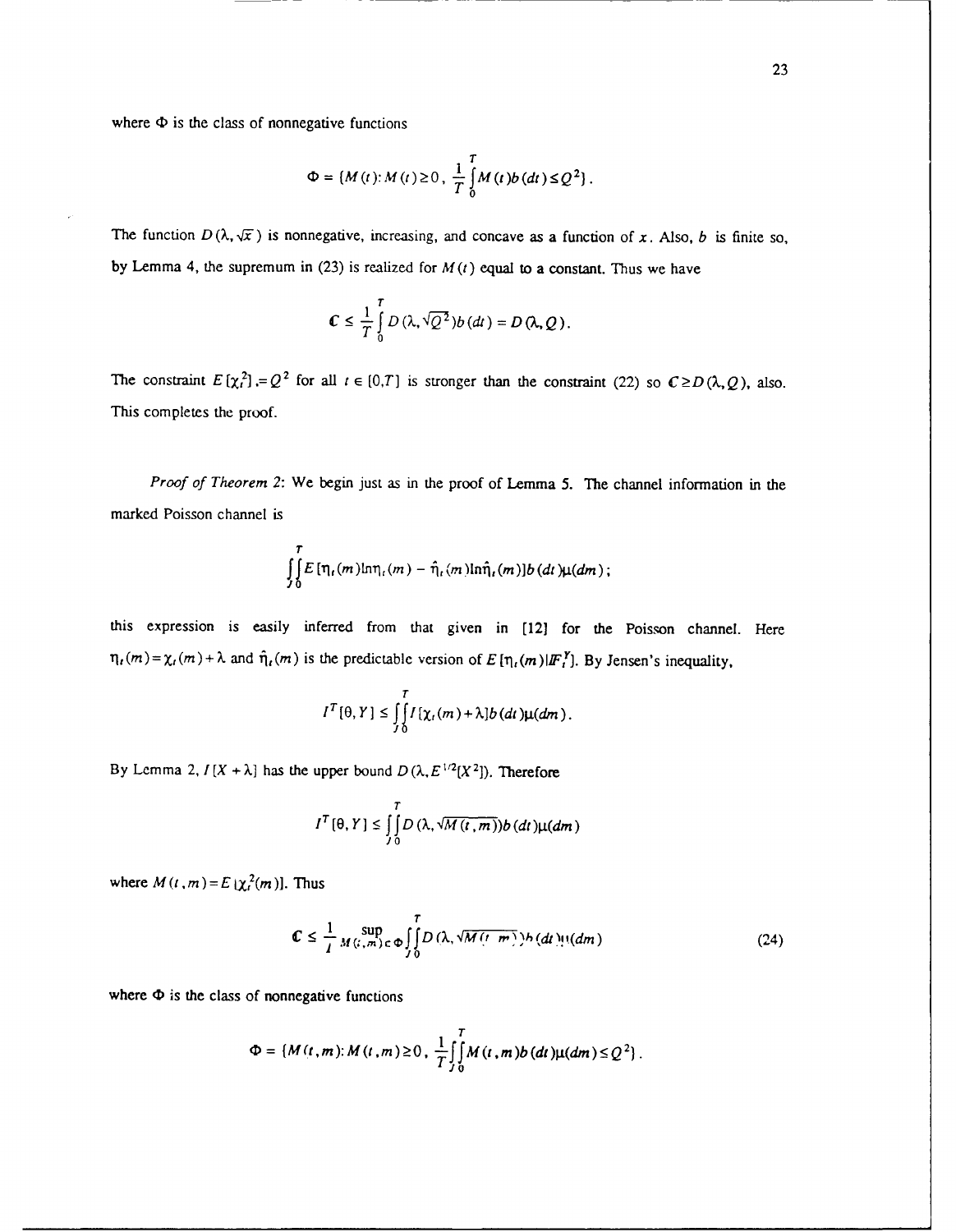where $\Phi$ is the class of nonnegative functions

$$\Phi = \{M(t): M(t) \geq 0,\ \frac{1}{T}\int_0^T M(t) b(dt) \leq Q^2\}.$$

The function $D(\lambda, \sqrt{x})$ is nonnegative, increasing, and concave as a function of $x$. Also, $b$ is finite so, by Lemma 4, the supremum in (23) is realized for $M(t)$ equal to a constant. Thus we have

$$\mathbf{C} \leq \frac{1}{T}\int_0^T D(\lambda, \sqrt{Q^2}) b(dt) = D(\lambda, Q).$$

The constraint $E[\chi_t^2] = Q^2$ for all $t \in [0,T]$ is stronger than the constraint (22) so $\mathbf{C} \geq D(\lambda, Q)$, also. This completes the proof.

*Proof of Theorem 2*: We begin just as in the proof of Lemma 5. The channel information in the marked Poisson channel is

$$\int\int_0^T E[\eta_t(m)\ln\eta_t(m) - \hat{\eta}_t(m)\ln\hat{\eta}_t(m)] b(dt)\mu(dm);$$

this expression is easily inferred from that given in [12] for the Poisson channel. Here $\eta_t(m) = \chi_t(m) + \lambda$ and $\hat{\eta}_t(m)$ is the predictable version of $E[\eta_t(m) | \mathbb{F}_t^Y]$. By Jensen's inequality,

$$I^T[\theta, Y] \leq \int\int_0^T I[\chi_t(m) + \lambda] b(dt)\mu(dm).$$

By Lemma 2, $I[X + \lambda]$ has the upper bound $D(\lambda, E^{1/2}[X^2])$. Therefore

$$I^T[\theta, Y] \leq \int\int_0^T D(\lambda, \sqrt{M(t,m)}) b(dt)\mu(dm)$$

where $M(t,m) = E[\chi_t^2(m)]$. Thus

$$\mathbf{C} \leq \frac{1}{T} \sup_{M(t,m) \in \Phi} \int\int_0^T D(\lambda, \sqrt{M(t,m)}) b(dt)\mu(dm) \tag{24}$$

where $\Phi$ is the class of nonnegative functions

$$\Phi = \{M(t,m): M(t,m) \geq 0,\ \frac{1}{T}\int\int_0^T M(t,m) b(dt)\mu(dm) \leq Q^2\}.$$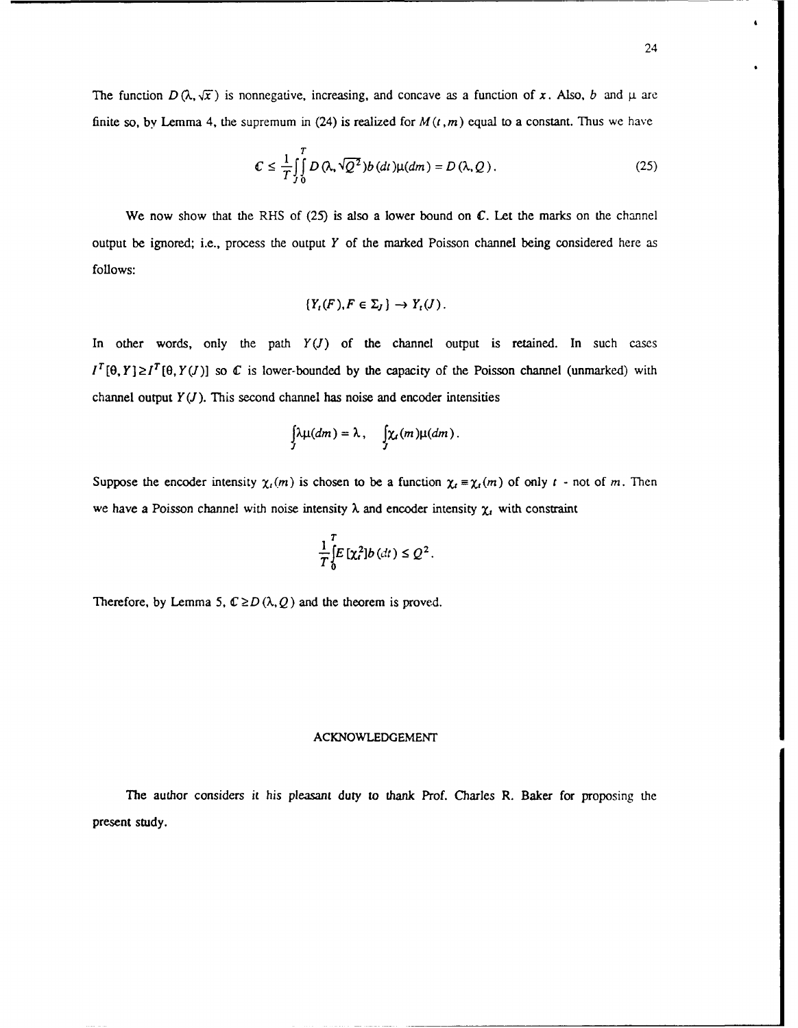The function $D(\lambda, \sqrt{x})$ is nonnegative, increasing, and concave as a function of $x$. Also, $b$ and $\mu$ are finite so, by Lemma 4, the supremum in (24) is realized for $M(t,m)$ equal to a constant. Thus we have

$$\mathbf{C} \le \frac{1}{T} \int_J \int_0^T D(\lambda, \sqrt{Q^2}) b(dt) \mu(dm) = D(\lambda, Q) . \tag{25}$$

We now show that the RHS of (25) is also a lower bound on $\mathbf{C}$. Let the marks on the channel output be ignored; i.e., process the output $Y$ of the marked Poisson channel being considered here as follows:

$$\{Y_t(F), F \in \Sigma_J\} \to Y_t(J) .$$

In other words, only the path $Y(J)$ of the channel output is retained. In such cases $I^T[\theta, Y] \ge I^T[\theta, Y(J)]$ so $\mathbf{C}$ is lower-bounded by the capacity of the Poisson channel (unmarked) with channel output $Y(J)$. This second channel has noise and encoder intensities

$$\int_J \lambda \mu(dm) = \lambda , \quad \int_J \chi_t(m) \mu(dm) .$$

Suppose the encoder intensity $\chi_t(m)$ is chosen to be a function $\chi_t \equiv \chi_t(m)$ of only $t$ - not of $m$. Then we have a Poisson channel with noise intensity $\lambda$ and encoder intensity $\chi_t$ with constraint

$$\frac{1}{T} \int_0^T E[\chi_t^2] b(dt) \le Q^2 .$$

Therefore, by Lemma 5, $\mathbf{C} \ge D(\lambda, Q)$ and the theorem is proved.

## ACKNOWLEDGEMENT

The author considers it his pleasant duty to thank Prof. Charles R. Baker for proposing the present study.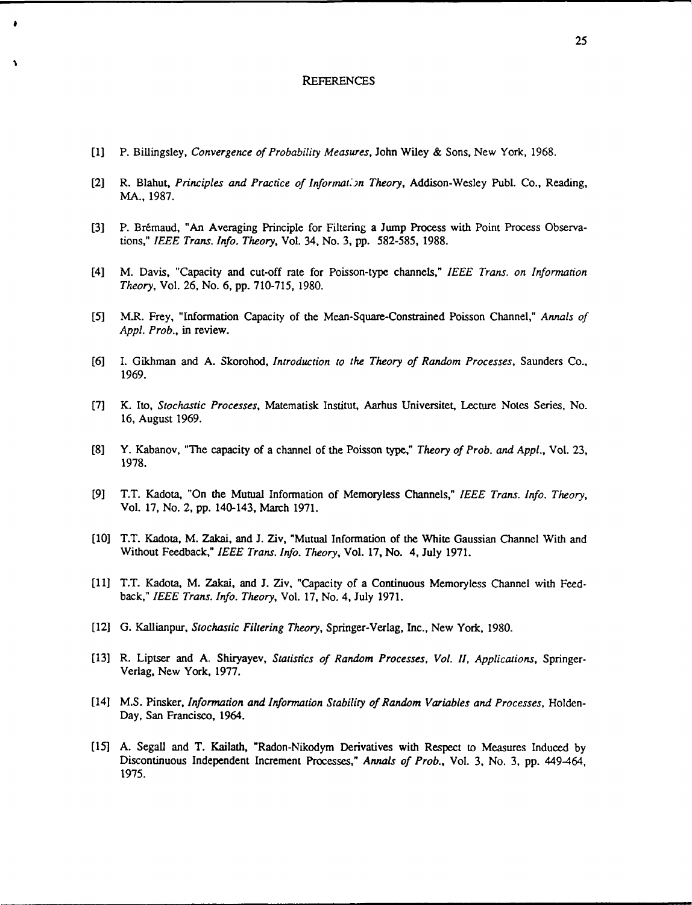# REFERENCES

[1] P. Billingsley, *Convergence of Probability Measures*, John Wiley & Sons, New York, 1968.

[2] R. Blahut, *Principles and Practice of Information Theory*, Addison-Wesley Publ. Co., Reading, MA., 1987.

[3] P. Brémaud, "An Averaging Principle for Filtering a Jump Process with Point Process Observations," *IEEE Trans. Info. Theory*, Vol. 34, No. 3, pp. 582-585, 1988.

[4] M. Davis, "Capacity and cut-off rate for Poisson-type channels," *IEEE Trans. on Information Theory*, Vol. 26, No. 6, pp. 710-715, 1980.

[5] M.R. Frey, "Information Capacity of the Mean-Square-Constrained Poisson Channel," *Annals of Appl. Prob.*, in review.

[6] I. Gikhman and A. Skorohod, *Introduction to the Theory of Random Processes*, Saunders Co., 1969.

[7] K. Ito, *Stochastic Processes*, Matematisk Institut, Aarhus Universitet, Lecture Notes Series, No. 16, August 1969.

[8] Y. Kabanov, "The capacity of a channel of the Poisson type," *Theory of Prob. and Appl.*, Vol. 23, 1978.

[9] T.T. Kadota, "On the Mutual Information of Memoryless Channels," *IEEE Trans. Info. Theory*, Vol. 17, No. 2, pp. 140-143, March 1971.

[10] T.T. Kadota, M. Zakai, and J. Ziv, "Mutual Information of the White Gaussian Channel With and Without Feedback," *IEEE Trans. Info. Theory*, Vol. 17, No. 4, July 1971.

[11] T.T. Kadota, M. Zakai, and J. Ziv, "Capacity of a Continuous Memoryless Channel with Feedback," *IEEE Trans. Info. Theory*, Vol. 17, No. 4, July 1971.

[12] G. Kallianpur, *Stochastic Filtering Theory*, Springer-Verlag, Inc., New York, 1980.

[13] R. Liptser and A. Shiryayev, *Statistics of Random Processes, Vol. II, Applications*, Springer-Verlag, New York, 1977.

[14] M.S. Pinsker, *Information and Information Stability of Random Variables and Processes*, Holden-Day, San Francisco, 1964.

[15] A. Segall and T. Kailath, "Radon-Nikodym Derivatives with Respect to Measures Induced by Discontinuous Independent Increment Processes," *Annals of Prob.*, Vol. 3, No. 3, pp. 449-464, 1975.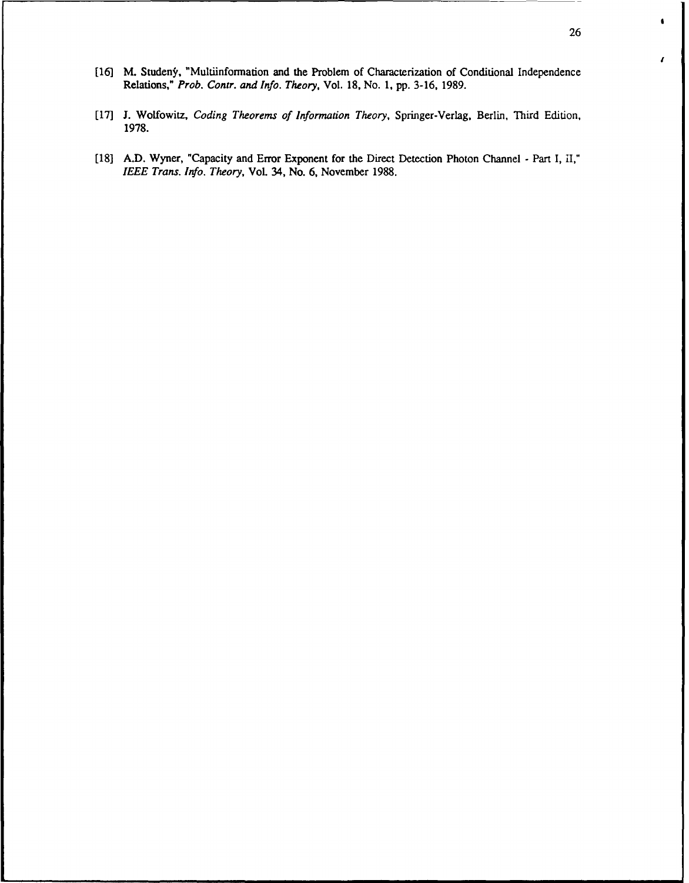[16] M. Studený, "Multiinformation and the Problem of Characterization of Conditional Independence Relations," *Prob. Contr. and Info. Theory*, Vol. 18, No. 1, pp. 3-16, 1989.

[17] J. Wolfowitz, *Coding Theorems of Information Theory*, Springer-Verlag, Berlin, Third Edition, 1978.

[18] A.D. Wyner, "Capacity and Error Exponent for the Direct Detection Photon Channel - Part I, II," *IEEE Trans. Info. Theory*, Vol. 34, No. 6, November 1988.